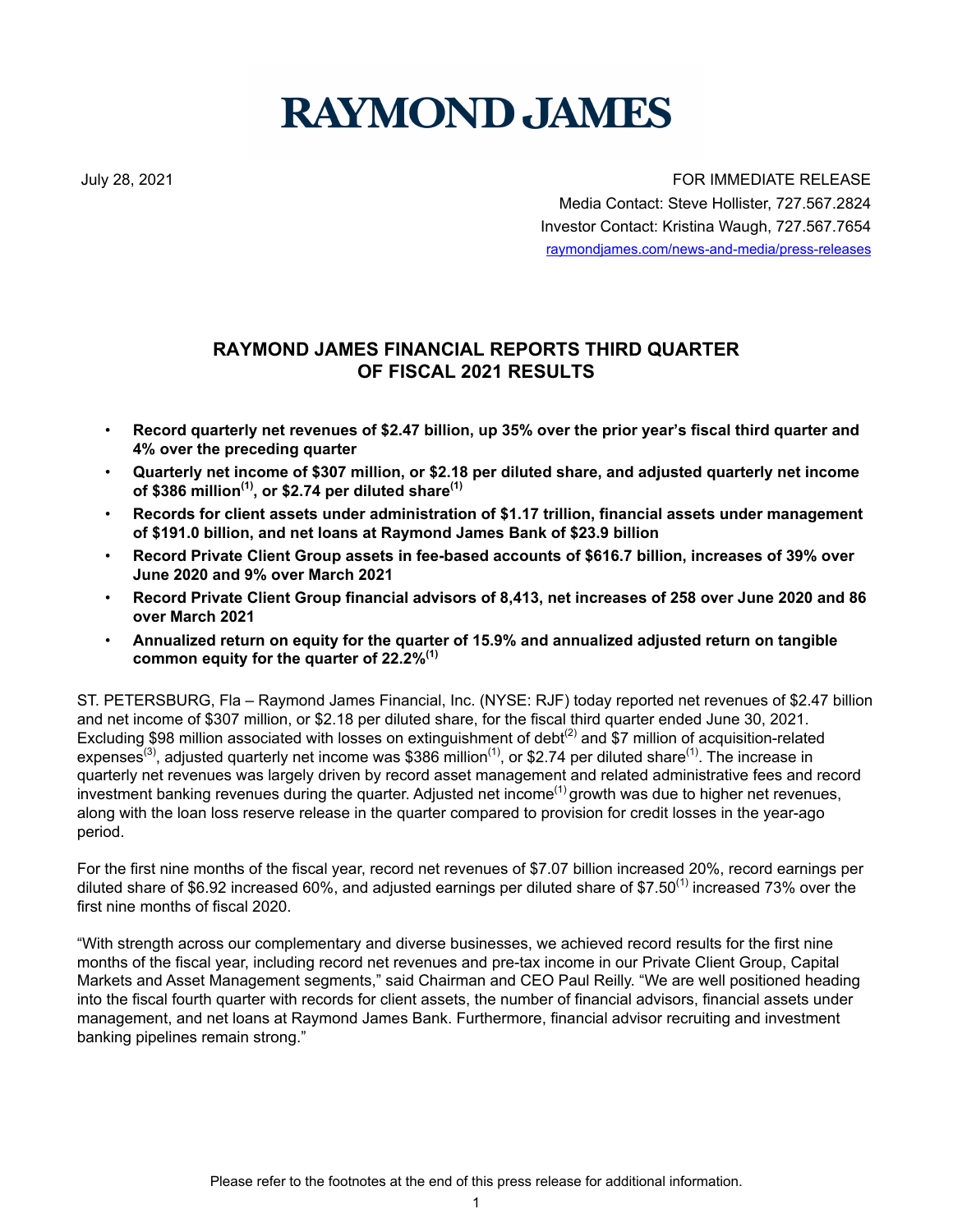# RAYMOND JAMES

July 28, 2021

FOR IMMEDIATE RELEASE
Media Contact: Steve Hollister, 727.567.2824
Investor Contact: Kristina Waugh, 727.567.7654
raymondjames.com/news-and-media/press-releases

## RAYMOND JAMES FINANCIAL REPORTS THIRD QUARTER OF FISCAL 2021 RESULTS

- **Record quarterly net revenues of $2.47 billion, up 35% over the prior year's fiscal third quarter and 4% over the preceding quarter**
- **Quarterly net income of $307 million, or $2.18 per diluted share, and adjusted quarterly net income of $386 million[(1)], or $2.74 per diluted share[(1)]**
- **Records for client assets under administration of $1.17 trillion, financial assets under management of $191.0 billion, and net loans at Raymond James Bank of $23.9 billion**
- **Record Private Client Group assets in fee-based accounts of $616.7 billion, increases of 39% over June 2020 and 9% over March 2021**
- **Record Private Client Group financial advisors of 8,413, net increases of 258 over June 2020 and 86 over March 2021**
- **Annualized return on equity for the quarter of 15.9% and annualized adjusted return on tangible common equity for the quarter of 22.2%[(1)]**

ST. PETERSBURG, Fla – Raymond James Financial, Inc. (NYSE: RJF) today reported net revenues of $2.47 billion and net income of $307 million, or $2.18 per diluted share, for the fiscal third quarter ended June 30, 2021. Excluding $98 million associated with losses on extinguishment of debt[(2)] and $7 million of acquisition-related expenses[(3)], adjusted quarterly net income was $386 million[(1)], or $2.74 per diluted share[(1)]. The increase in quarterly net revenues was largely driven by record asset management and related administrative fees and record investment banking revenues during the quarter. Adjusted net income[(1)] growth was due to higher net revenues, along with the loan loss reserve release in the quarter compared to provision for credit losses in the year-ago period.

For the first nine months of the fiscal year, record net revenues of $7.07 billion increased 20%, record earnings per diluted share of $6.92 increased 60%, and adjusted earnings per diluted share of $7.50[(1)] increased 73% over the first nine months of fiscal 2020.

"With strength across our complementary and diverse businesses, we achieved record results for the first nine months of the fiscal year, including record net revenues and pre-tax income in our Private Client Group, Capital Markets and Asset Management segments," said Chairman and CEO Paul Reilly. "We are well positioned heading into the fiscal fourth quarter with records for client assets, the number of financial advisors, financial assets under management, and net loans at Raymond James Bank. Furthermore, financial advisor recruiting and investment banking pipelines remain strong."

Please refer to the footnotes at the end of this press release for additional information.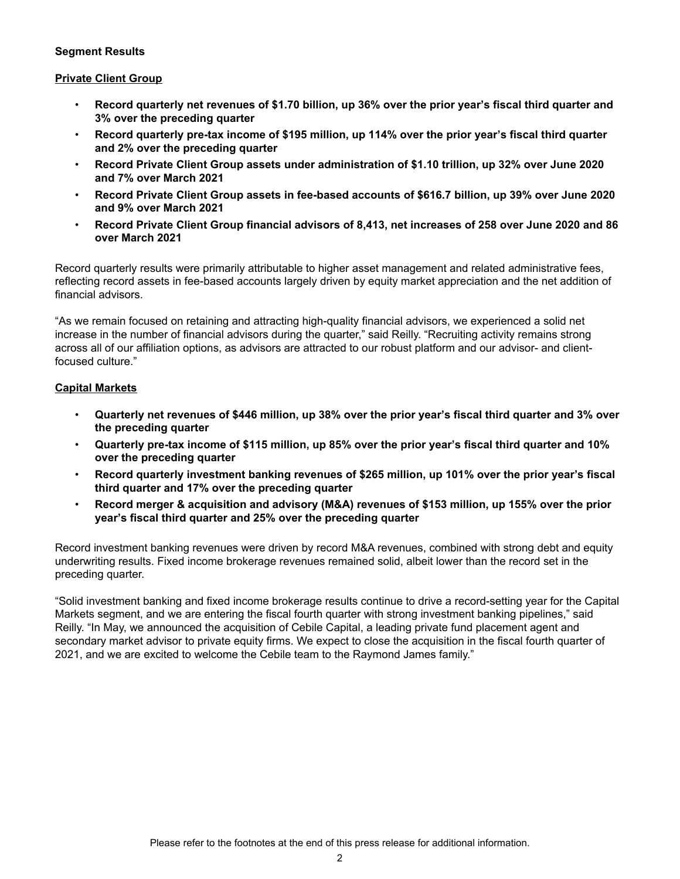**Segment Results**

**Private Client Group**

- **Record quarterly net revenues of $1.70 billion, up 36% over the prior year's fiscal third quarter and 3% over the preceding quarter**
- **Record quarterly pre-tax income of $195 million, up 114% over the prior year's fiscal third quarter and 2% over the preceding quarter**
- **Record Private Client Group assets under administration of $1.10 trillion, up 32% over June 2020 and 7% over March 2021**
- **Record Private Client Group assets in fee-based accounts of $616.7 billion, up 39% over June 2020 and 9% over March 2021**
- **Record Private Client Group financial advisors of 8,413, net increases of 258 over June 2020 and 86 over March 2021**

Record quarterly results were primarily attributable to higher asset management and related administrative fees, reflecting record assets in fee-based accounts largely driven by equity market appreciation and the net addition of financial advisors.

"As we remain focused on retaining and attracting high-quality financial advisors, we experienced a solid net increase in the number of financial advisors during the quarter," said Reilly. "Recruiting activity remains strong across all of our affiliation options, as advisors are attracted to our robust platform and our advisor- and client-focused culture."

**Capital Markets**

- **Quarterly net revenues of $446 million, up 38% over the prior year's fiscal third quarter and 3% over the preceding quarter**
- **Quarterly pre-tax income of $115 million, up 85% over the prior year's fiscal third quarter and 10% over the preceding quarter**
- **Record quarterly investment banking revenues of $265 million, up 101% over the prior year's fiscal third quarter and 17% over the preceding quarter**
- **Record merger & acquisition and advisory (M&A) revenues of $153 million, up 155% over the prior year's fiscal third quarter and 25% over the preceding quarter**

Record investment banking revenues were driven by record M&A revenues, combined with strong debt and equity underwriting results. Fixed income brokerage revenues remained solid, albeit lower than the record set in the preceding quarter.

"Solid investment banking and fixed income brokerage results continue to drive a record-setting year for the Capital Markets segment, and we are entering the fiscal fourth quarter with strong investment banking pipelines," said Reilly. "In May, we announced the acquisition of Cebile Capital, a leading private fund placement agent and secondary market advisor to private equity firms. We expect to close the acquisition in the fiscal fourth quarter of 2021, and we are excited to welcome the Cebile team to the Raymond James family."

Please refer to the footnotes at the end of this press release for additional information.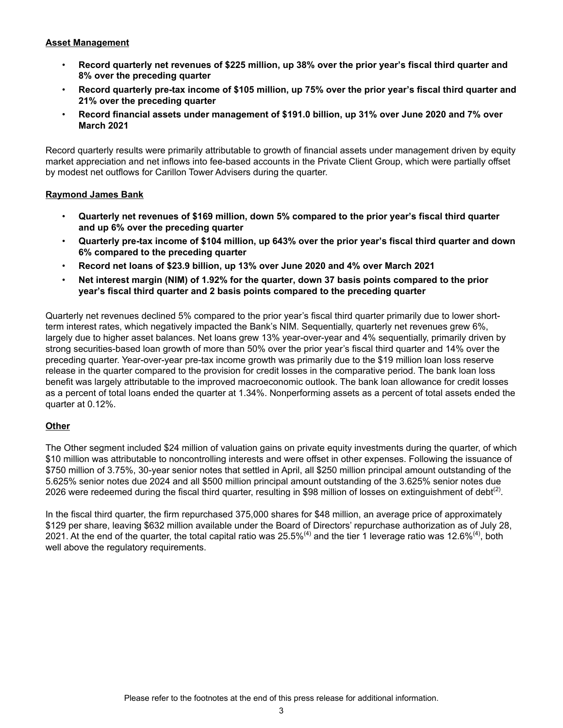**Asset Management**

- **Record quarterly net revenues of $225 million, up 38% over the prior year's fiscal third quarter and 8% over the preceding quarter**
- **Record quarterly pre-tax income of $105 million, up 75% over the prior year's fiscal third quarter and 21% over the preceding quarter**
- **Record financial assets under management of $191.0 billion, up 31% over June 2020 and 7% over March 2021**

Record quarterly results were primarily attributable to growth of financial assets under management driven by equity market appreciation and net inflows into fee-based accounts in the Private Client Group, which were partially offset by modest net outflows for Carillon Tower Advisers during the quarter.

**Raymond James Bank**

- **Quarterly net revenues of $169 million, down 5% compared to the prior year's fiscal third quarter and up 6% over the preceding quarter**
- **Quarterly pre-tax income of $104 million, up 643% over the prior year's fiscal third quarter and down 6% compared to the preceding quarter**
- **Record net loans of $23.9 billion, up 13% over June 2020 and 4% over March 2021**
- **Net interest margin (NIM) of 1.92% for the quarter, down 37 basis points compared to the prior year's fiscal third quarter and 2 basis points compared to the preceding quarter**

Quarterly net revenues declined 5% compared to the prior year's fiscal third quarter primarily due to lower short-term interest rates, which negatively impacted the Bank's NIM. Sequentially, quarterly net revenues grew 6%, largely due to higher asset balances. Net loans grew 13% year-over-year and 4% sequentially, primarily driven by strong securities-based loan growth of more than 50% over the prior year's fiscal third quarter and 14% over the preceding quarter. Year-over-year pre-tax income growth was primarily due to the $19 million loan loss reserve release in the quarter compared to the provision for credit losses in the comparative period. The bank loan loss benefit was largely attributable to the improved macroeconomic outlook. The bank loan allowance for credit losses as a percent of total loans ended the quarter at 1.34%. Nonperforming assets as a percent of total assets ended the quarter at 0.12%.

**Other**

The Other segment included $24 million of valuation gains on private equity investments during the quarter, of which $10 million was attributable to noncontrolling interests and were offset in other expenses. Following the issuance of $750 million of 3.75%, 30-year senior notes that settled in April, all $250 million principal amount outstanding of the 5.625% senior notes due 2024 and all $500 million principal amount outstanding of the 3.625% senior notes due 2026 were redeemed during the fiscal third quarter, resulting in $98 million of losses on extinguishment of debt[2].

In the fiscal third quarter, the firm repurchased 375,000 shares for $48 million, an average price of approximately $129 per share, leaving $632 million available under the Board of Directors' repurchase authorization as of July 28, 2021. At the end of the quarter, the total capital ratio was 25.5%[4] and the tier 1 leverage ratio was 12.6%[4], both well above the regulatory requirements.

Please refer to the footnotes at the end of this press release for additional information.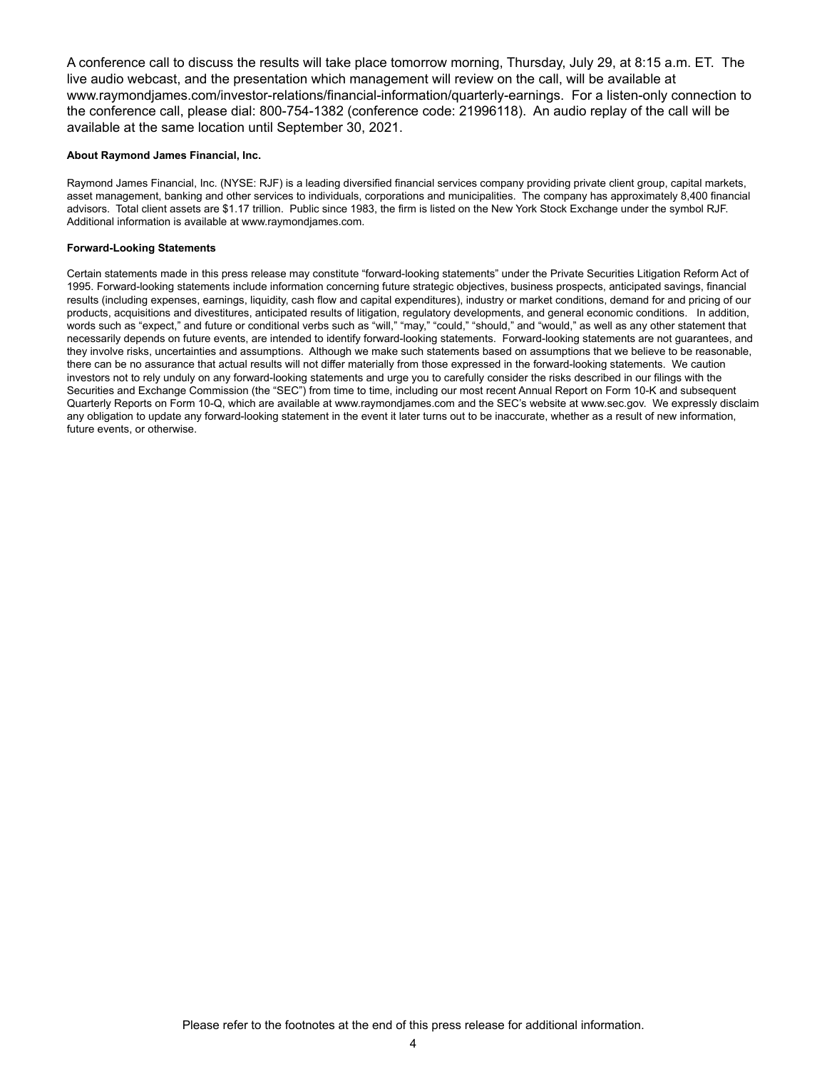A conference call to discuss the results will take place tomorrow morning, Thursday, July 29, at 8:15 a.m. ET. The live audio webcast, and the presentation which management will review on the call, will be available at www.raymondjames.com/investor-relations/financial-information/quarterly-earnings. For a listen-only connection to the conference call, please dial: 800-754-1382 (conference code: 21996118). An audio replay of the call will be available at the same location until September 30, 2021.

**About Raymond James Financial, Inc.**

Raymond James Financial, Inc. (NYSE: RJF) is a leading diversified financial services company providing private client group, capital markets, asset management, banking and other services to individuals, corporations and municipalities. The company has approximately 8,400 financial advisors. Total client assets are $1.17 trillion. Public since 1983, the firm is listed on the New York Stock Exchange under the symbol RJF. Additional information is available at www.raymondjames.com.

**Forward-Looking Statements**

Certain statements made in this press release may constitute "forward-looking statements" under the Private Securities Litigation Reform Act of 1995. Forward-looking statements include information concerning future strategic objectives, business prospects, anticipated savings, financial results (including expenses, earnings, liquidity, cash flow and capital expenditures), industry or market conditions, demand for and pricing of our products, acquisitions and divestitures, anticipated results of litigation, regulatory developments, and general economic conditions. In addition, words such as "expect," and future or conditional verbs such as "will," "may," "could," "should," and "would," as well as any other statement that necessarily depends on future events, are intended to identify forward-looking statements. Forward-looking statements are not guarantees, and they involve risks, uncertainties and assumptions. Although we make such statements based on assumptions that we believe to be reasonable, there can be no assurance that actual results will not differ materially from those expressed in the forward-looking statements. We caution investors not to rely unduly on any forward-looking statements and urge you to carefully consider the risks described in our filings with the Securities and Exchange Commission (the "SEC") from time to time, including our most recent Annual Report on Form 10-K and subsequent Quarterly Reports on Form 10-Q, which are available at www.raymondjames.com and the SEC's website at www.sec.gov. We expressly disclaim any obligation to update any forward-looking statement in the event it later turns out to be inaccurate, whether as a result of new information, future events, or otherwise.

Please refer to the footnotes at the end of this press release for additional information.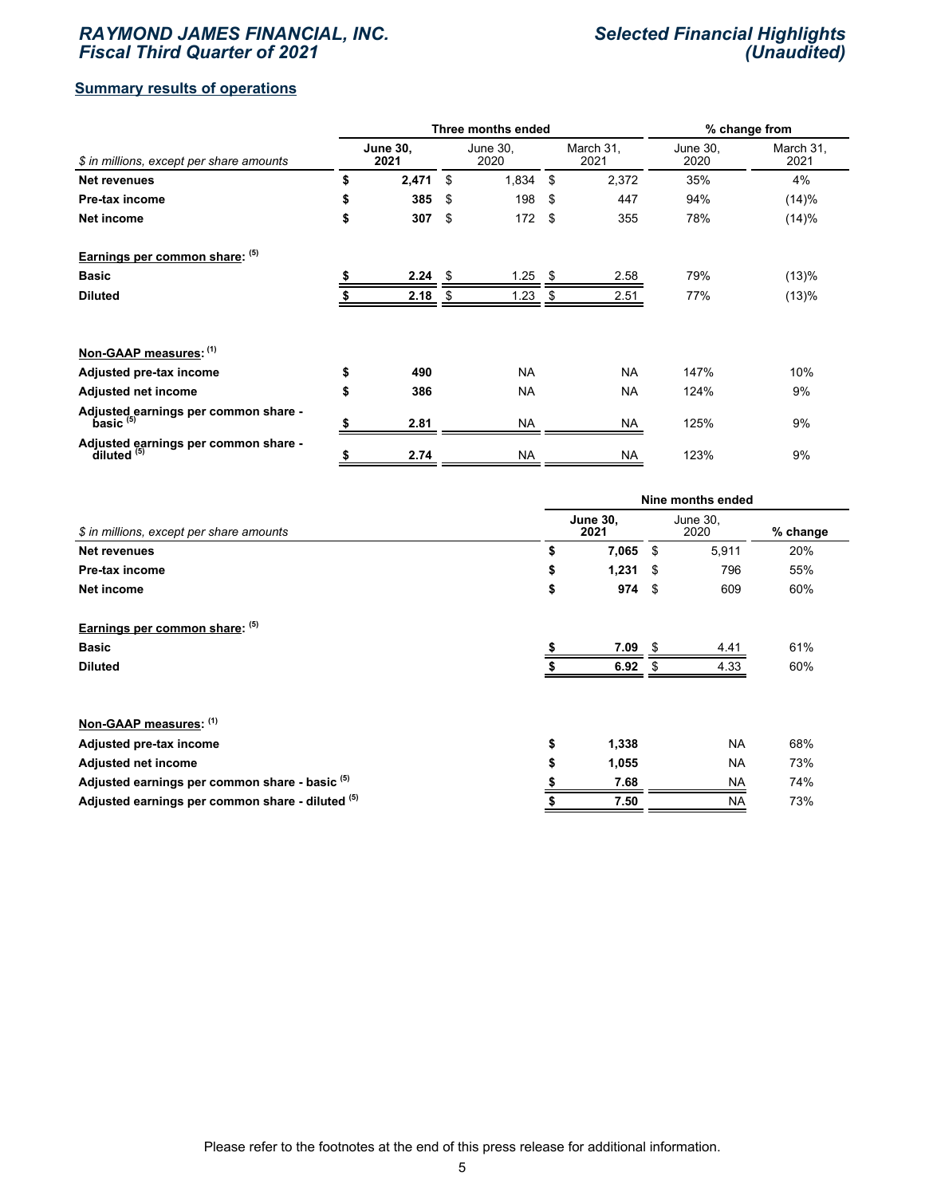## Summary results of operations

| $ in millions, except per share amounts | Three months ended | | | % change from | |
|---|---|---|---|---|---|
| | **June 30, 2021** | June 30, 2020 | March 31, 2021 | June 30, 2020 | March 31, 2021 |
| **Net revenues** | $ **2,471** | $ 1,834 | $ 2,372 | 35% | 4% |
| **Pre-tax income** | $ **385** | $ 198 | $ 447 | 94% | (14)% |
| **Net income** | $ **307** | $ 172 | $ 355 | 78% | (14)% |
| **Earnings per common share:** [5] | | | | | |
| **Basic** | $ **2.24** | $ 1.25 | $ 2.58 | 79% | (13)% |
| **Diluted** | $ **2.18** | $ 1.23 | $ 2.51 | 77% | (13)% |
| **Non-GAAP measures:** [1] | | | | | |
| **Adjusted pre-tax income** | $ **490** | NA | NA | 147% | 10% |
| **Adjusted net income** | $ **386** | NA | NA | 124% | 9% |
| **Adjusted earnings per common share - basic** [5] | $ **2.81** | NA | NA | 125% | 9% |
| **Adjusted earnings per common share - diluted** [5] | $ **2.74** | NA | NA | 123% | 9% |

| $ in millions, except per share amounts | Nine months ended | | |
|---|---|---|---|
| | **June 30, 2021** | June 30, 2020 | % change |
| **Net revenues** | $ **7,065** | $ 5,911 | 20% |
| **Pre-tax income** | $ **1,231** | $ 796 | 55% |
| **Net income** | $ **974** | $ 609 | 60% |
| **Earnings per common share:** [5] | | | |
| **Basic** | $ **7.09** | $ 4.41 | 61% |
| **Diluted** | $ **6.92** | $ 4.33 | 60% |
| **Non-GAAP measures:** [1] | | | |
| **Adjusted pre-tax income** | $ **1,338** | NA | 68% |
| **Adjusted net income** | $ **1,055** | NA | 73% |
| **Adjusted earnings per common share - basic** [5] | $ **7.68** | NA | 74% |
| **Adjusted earnings per common share - diluted** [5] | $ **7.50** | NA | 73% |

Please refer to the footnotes at the end of this press release for additional information.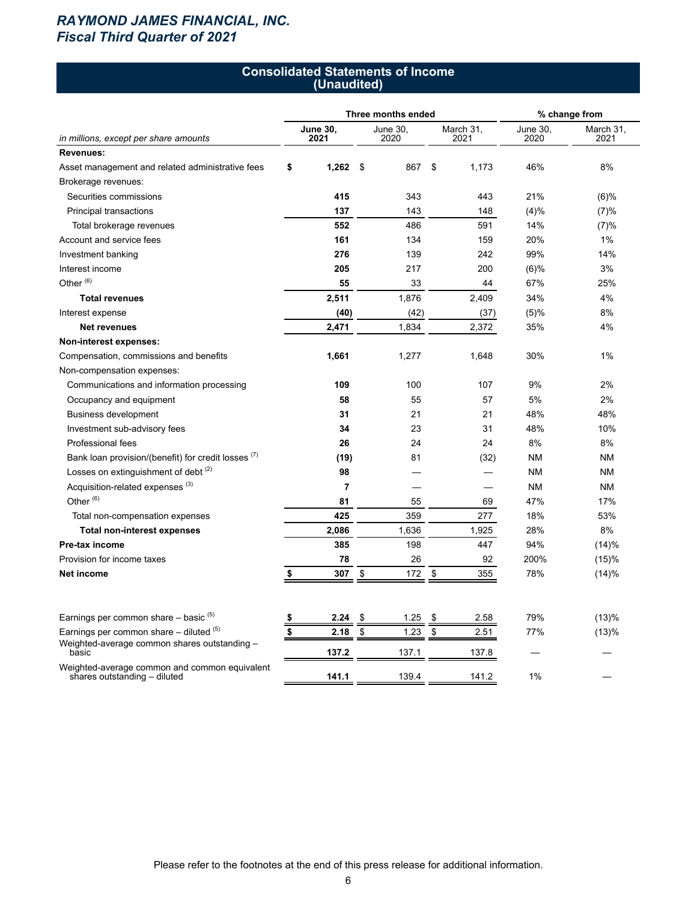## RAYMOND JAMES FINANCIAL, INC.
## Fiscal Third Quarter of 2021

### Consolidated Statements of Income (Unaudited)

| *in millions, except per share amounts* | Three months ended | | | % change from | |
|---|---|---|---|---|---|
| | **June 30, 2021** | June 30, 2020 | March 31, 2021 | June 30, 2020 | March 31, 2021 |
| **Revenues:** | | | | | |
| Asset management and related administrative fees | **$ 1,262** | $ 867 | $ 1,173 | 46% | 8% |
| Brokerage revenues: | | | | | |
| Securities commissions | **415** | 343 | 443 | 21% | (6)% |
| Principal transactions | **137** | 143 | 148 | (4)% | (7)% |
| Total brokerage revenues | **552** | 486 | 591 | 14% | (7)% |
| Account and service fees | **161** | 134 | 159 | 20% | 1% |
| Investment banking | **276** | 139 | 242 | 99% | 14% |
| Interest income | **205** | 217 | 200 | (6)% | 3% |
| Other [6] | **55** | 33 | 44 | 67% | 25% |
| **Total revenues** | **2,511** | 1,876 | 2,409 | 34% | 4% |
| Interest expense | **(40)** | (42) | (37) | (5)% | 8% |
| **Net revenues** | **2,471** | 1,834 | 2,372 | 35% | 4% |
| **Non-interest expenses:** | | | | | |
| Compensation, commissions and benefits | **1,661** | 1,277 | 1,648 | 30% | 1% |
| Non-compensation expenses: | | | | | |
| Communications and information processing | **109** | 100 | 107 | 9% | 2% |
| Occupancy and equipment | **58** | 55 | 57 | 5% | 2% |
| Business development | **31** | 21 | 21 | 48% | 48% |
| Investment sub-advisory fees | **34** | 23 | 31 | 48% | 10% |
| Professional fees | **26** | 24 | 24 | 8% | 8% |
| Bank loan provision/(benefit) for credit losses [7] | **(19)** | 81 | (32) | NM | NM |
| Losses on extinguishment of debt [2] | **98** | — | — | NM | NM |
| Acquisition-related expenses [3] | **7** | — | — | NM | NM |
| Other [6] | **81** | 55 | 69 | 47% | 17% |
| Total non-compensation expenses | **425** | 359 | 277 | 18% | 53% |
| **Total non-interest expenses** | **2,086** | 1,636 | 1,925 | 28% | 8% |
| **Pre-tax income** | **385** | 198 | 447 | 94% | (14)% |
| Provision for income taxes | **78** | 26 | 92 | 200% | (15)% |
| **Net income** | **$ 307** | $ 172 | $ 355 | 78% | (14)% |
| | | | | | |
| Earnings per common share – basic [5] | **$ 2.24** | $ 1.25 | $ 2.58 | 79% | (13)% |
| Earnings per common share – diluted [5] | **$ 2.18** | $ 1.23 | $ 2.51 | 77% | (13)% |
| Weighted-average common shares outstanding – basic | **137.2** | 137.1 | 137.8 | — | — |
| Weighted-average common and common equivalent shares outstanding – diluted | **141.1** | 139.4 | 141.2 | 1% | — |

Please refer to the footnotes at the end of this press release for additional information.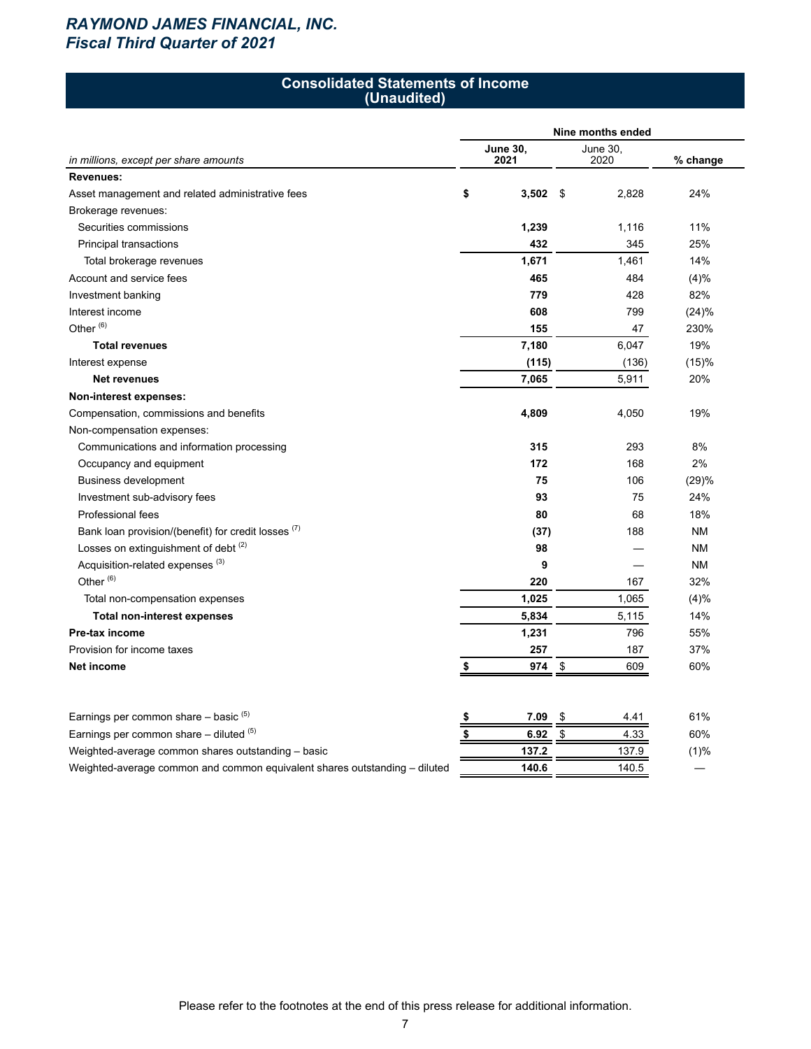# RAYMOND JAMES FINANCIAL, INC.
## Fiscal Third Quarter of 2021

### Consolidated Statements of Income (Unaudited)

| *in millions, except per share amounts* | Nine months ended June 30, 2021 | Nine months ended June 30, 2020 | % change |
|---|---|---|---|
| **Revenues:** | | | |
| Asset management and related administrative fees | **$ 3,502** | $ 2,828 | 24% |
| Brokerage revenues: | | | |
| Securities commissions | **1,239** | 1,116 | 11% |
| Principal transactions | **432** | 345 | 25% |
| Total brokerage revenues | **1,671** | 1,461 | 14% |
| Account and service fees | **465** | 484 | (4)% |
| Investment banking | **779** | 428 | 82% |
| Interest income | **608** | 799 | (24)% |
| Other (6) | **155** | 47 | 230% |
| **Total revenues** | **7,180** | 6,047 | 19% |
| Interest expense | **(115)** | (136) | (15)% |
| **Net revenues** | **7,065** | 5,911 | 20% |
| **Non-interest expenses:** | | | |
| Compensation, commissions and benefits | **4,809** | 4,050 | 19% |
| Non-compensation expenses: | | | |
| Communications and information processing | **315** | 293 | 8% |
| Occupancy and equipment | **172** | 168 | 2% |
| Business development | **75** | 106 | (29)% |
| Investment sub-advisory fees | **93** | 75 | 24% |
| Professional fees | **80** | 68 | 18% |
| Bank loan provision/(benefit) for credit losses (7) | **(37)** | 188 | NM |
| Losses on extinguishment of debt (2) | **98** | — | NM |
| Acquisition-related expenses (3) | **9** | — | NM |
| Other (6) | **220** | 167 | 32% |
| Total non-compensation expenses | **1,025** | 1,065 | (4)% |
| **Total non-interest expenses** | **5,834** | 5,115 | 14% |
| **Pre-tax income** | **1,231** | 796 | 55% |
| Provision for income taxes | **257** | 187 | 37% |
| **Net income** | **$ 974** | $ 609 | 60% |
| | | | |
| Earnings per common share – basic (5) | **$ 7.09** | $ 4.41 | 61% |
| Earnings per common share – diluted (5) | **$ 6.92** | $ 4.33 | 60% |
| Weighted-average common shares outstanding – basic | **137.2** | 137.9 | (1)% |
| Weighted-average common and common equivalent shares outstanding – diluted | **140.6** | 140.5 | — |

Please refer to the footnotes at the end of this press release for additional information.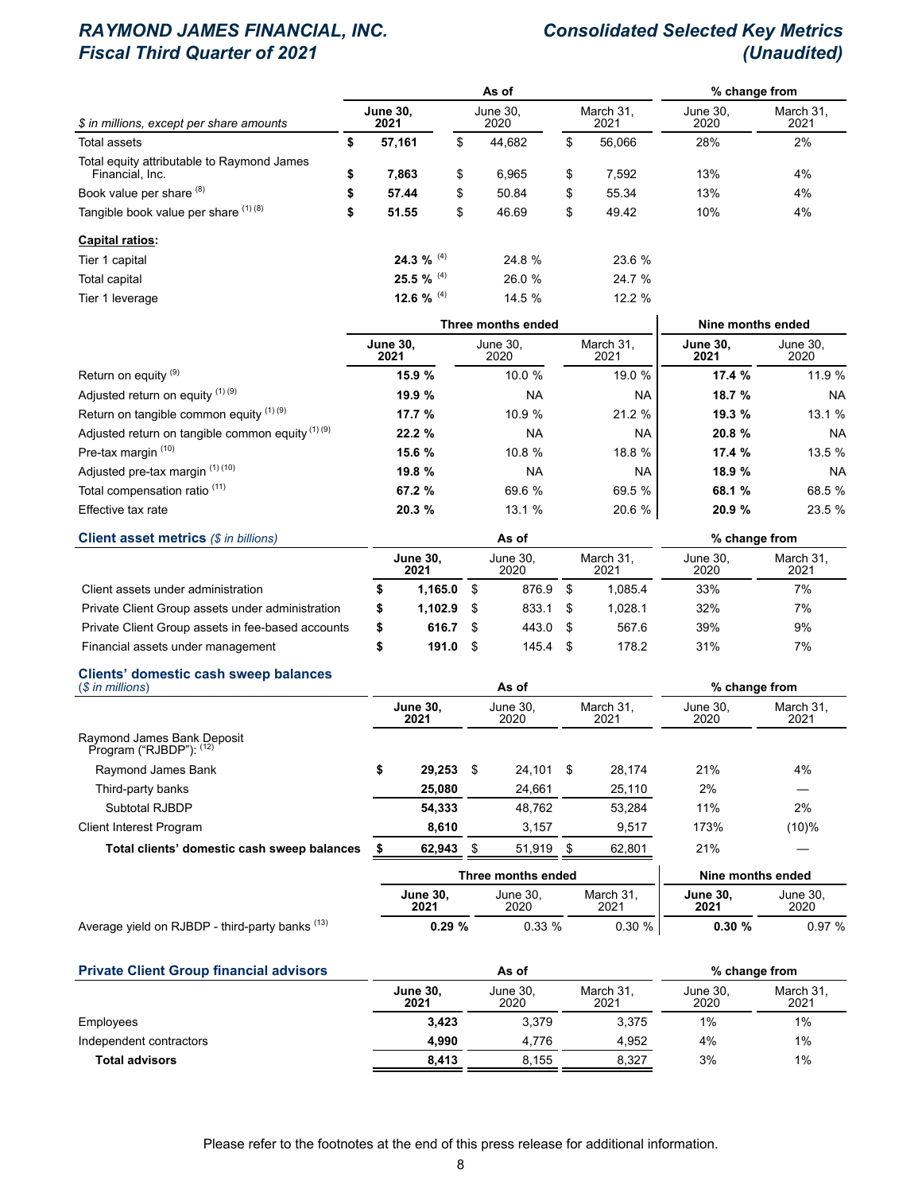# RAYMOND JAMES FINANCIAL, INC.
# Fiscal Third Quarter of 2021

# Consolidated Selected Key Metrics
# (Unaudited)

| $ in millions, except per share amounts | As of June 30, 2021 | As of June 30, 2020 | As of March 31, 2021 | % change from June 30, 2020 | % change from March 31, 2021 |
|---|---|---|---|---|---|
| Total assets | **$ 57,161** | $ 44,682 | $ 56,066 | 28% | 2% |
| Total equity attributable to Raymond James Financial, Inc. | **$ 7,863** | $ 6,965 | $ 7,592 | 13% | 4% |
| Book value per share [(8)] | **$ 57.44** | $ 50.84 | $ 55.34 | 13% | 4% |
| Tangible book value per share [(1)(8)] | **$ 51.55** | $ 46.69 | $ 49.42 | 10% | 4% |
| **Capital ratios:** | | | | | |
| Tier 1 capital | **24.3 %** [(4)] | 24.8 % | 23.6 % | | |
| Total capital | **25.5 %** [(4)] | 26.0 % | 24.7 % | | |
| Tier 1 leverage | **12.6 %** [(4)] | 14.5 % | 12.2 % | | |

| | Three months ended June 30, 2021 | Three months ended June 30, 2020 | Three months ended March 31, 2021 | Nine months ended June 30, 2021 | Nine months ended June 30, 2020 |
|---|---|---|---|---|---|
| Return on equity [(9)] | **15.9 %** | 10.0 % | 19.0 % | **17.4 %** | 11.9 % |
| Adjusted return on equity [(1)(9)] | **19.9 %** | NA | NA | **18.7 %** | NA |
| Return on tangible common equity [(1)(9)] | **17.7 %** | 10.9 % | 21.2 % | **19.3 %** | 13.1 % |
| Adjusted return on tangible common equity [(1)(9)] | **22.2 %** | NA | NA | **20.8 %** | NA |
| Pre-tax margin [(10)] | **15.6 %** | 10.8 % | 18.8 % | **17.4 %** | 13.5 % |
| Adjusted pre-tax margin [(1)(10)] | **19.8 %** | NA | NA | **18.9 %** | NA |
| Total compensation ratio [(11)] | **67.2 %** | 69.6 % | 69.5 % | **68.1 %** | 68.5 % |
| Effective tax rate | **20.3 %** | 13.1 % | 20.6 % | **20.9 %** | 23.5 % |

## Client asset metrics *($ in billions)*

| | As of June 30, 2021 | As of June 30, 2020 | As of March 31, 2021 | % change from June 30, 2020 | % change from March 31, 2021 |
|---|---|---|---|---|---|
| Client assets under administration | **$ 1,165.0** | $ 876.9 | $ 1,085.4 | 33% | 7% |
| Private Client Group assets under administration | **$ 1,102.9** | $ 833.1 | $ 1,028.1 | 32% | 7% |
| Private Client Group assets in fee-based accounts | **$ 616.7** | $ 443.0 | $ 567.6 | 39% | 9% |
| Financial assets under management | **$ 191.0** | $ 145.4 | $ 178.2 | 31% | 7% |

## Clients' domestic cash sweep balances *($ in millions)*

| | As of June 30, 2021 | As of June 30, 2020 | As of March 31, 2021 | % change from June 30, 2020 | % change from March 31, 2021 |
|---|---|---|---|---|---|
| Raymond James Bank Deposit Program ("RJBDP"): [(12)] | | | | | |
| Raymond James Bank | **$ 29,253** | $ 24,101 | $ 28,174 | 21% | 4% |
| Third-party banks | **25,080** | 24,661 | 25,110 | 2% | — |
| Subtotal RJBDP | **54,333** | 48,762 | 53,284 | 11% | 2% |
| Client Interest Program | **8,610** | 3,157 | 9,517 | 173% | (10)% |
| **Total clients' domestic cash sweep balances** | **$ 62,943** | $ 51,919 | $ 62,801 | 21% | — |

| | Three months ended June 30, 2021 | Three months ended June 30, 2020 | Three months ended March 31, 2021 | Nine months ended June 30, 2021 | Nine months ended June 30, 2020 |
|---|---|---|---|---|---|
| Average yield on RJBDP - third-party banks [(13)] | **0.29 %** | 0.33 % | 0.30 % | **0.30 %** | 0.97 % |

## Private Client Group financial advisors

| | As of June 30, 2021 | As of June 30, 2020 | As of March 31, 2021 | % change from June 30, 2020 | % change from March 31, 2021 |
|---|---|---|---|---|---|
| Employees | **3,423** | 3,379 | 3,375 | 1% | 1% |
| Independent contractors | **4,990** | 4,776 | 4,952 | 4% | 1% |
| **Total advisors** | **8,413** | 8,155 | 8,327 | 3% | 1% |

Please refer to the footnotes at the end of this press release for additional information.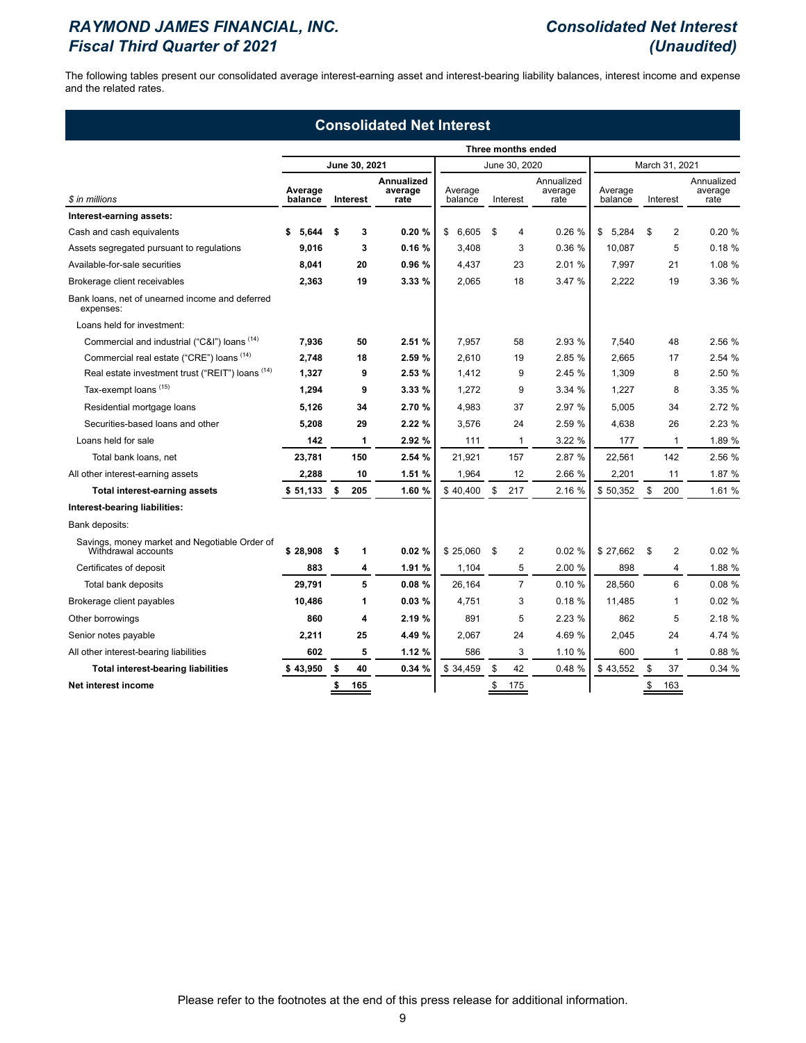The following tables present our consolidated average interest-earning asset and interest-bearing liability balances, interest income and expense and the related rates.

## Consolidated Net Interest

| $ in millions | Three months ended | | | | | | | | |
|---|---|---|---|---|---|---|---|---|---|
| | June 30, 2021 | | | June 30, 2020 | | | March 31, 2021 | | |
| | **Average balance** | **Interest** | **Annualized average rate** | Average balance | Interest | Annualized average rate | Average balance | Interest | Annualized average rate |
| **Interest-earning assets:** | | | | | | | | | |
| Cash and cash equivalents | **$ 5,644** | **$ 3** | **0.20 %** | $ 6,605 | $ 4 | 0.26 % | $ 5,284 | $ 2 | 0.20 % |
| Assets segregated pursuant to regulations | **9,016** | **3** | **0.16 %** | 3,408 | 3 | 0.36 % | 10,087 | 5 | 0.18 % |
| Available-for-sale securities | **8,041** | **20** | **0.96 %** | 4,437 | 23 | 2.01 % | 7,997 | 21 | 1.08 % |
| Brokerage client receivables | **2,363** | **19** | **3.33 %** | 2,065 | 18 | 3.47 % | 2,222 | 19 | 3.36 % |
| Bank loans, net of unearned income and deferred expenses: | | | | | | | | | |
| Loans held for investment: | | | | | | | | | |
| Commercial and industrial ("C&I") loans [14] | **7,936** | **50** | **2.51 %** | 7,957 | 58 | 2.93 % | 7,540 | 48 | 2.56 % |
| Commercial real estate ("CRE") loans [14] | **2,748** | **18** | **2.59 %** | 2,610 | 19 | 2.85 % | 2,665 | 17 | 2.54 % |
| Real estate investment trust ("REIT") loans [14] | **1,327** | **9** | **2.53 %** | 1,412 | 9 | 2.45 % | 1,309 | 8 | 2.50 % |
| Tax-exempt loans [15] | **1,294** | **9** | **3.33 %** | 1,272 | 9 | 3.34 % | 1,227 | 8 | 3.35 % |
| Residential mortgage loans | **5,126** | **34** | **2.70 %** | 4,983 | 37 | 2.97 % | 5,005 | 34 | 2.72 % |
| Securities-based loans and other | **5,208** | **29** | **2.22 %** | 3,576 | 24 | 2.59 % | 4,638 | 26 | 2.23 % |
| Loans held for sale | **142** | **1** | **2.92 %** | 111 | 1 | 3.22 % | 177 | 1 | 1.89 % |
| Total bank loans, net | **23,781** | **150** | **2.54 %** | 21,921 | 157 | 2.87 % | 22,561 | 142 | 2.56 % |
| All other interest-earning assets | **2,288** | **10** | **1.51 %** | 1,964 | 12 | 2.66 % | 2,201 | 11 | 1.87 % |
| **Total interest-earning assets** | **$ 51,133** | **$ 205** | **1.60 %** | $ 40,400 | $ 217 | 2.16 % | $ 50,352 | $ 200 | 1.61 % |
| **Interest-bearing liabilities:** | | | | | | | | | |
| Bank deposits: | | | | | | | | | |
| Savings, money market and Negotiable Order of Withdrawal accounts | **$ 28,908** | **$ 1** | **0.02 %** | $ 25,060 | $ 2 | 0.02 % | $ 27,662 | $ 2 | 0.02 % |
| Certificates of deposit | **883** | **4** | **1.91 %** | 1,104 | 5 | 2.00 % | 898 | 4 | 1.88 % |
| Total bank deposits | **29,791** | **5** | **0.08 %** | 26,164 | 7 | 0.10 % | 28,560 | 6 | 0.08 % |
| Brokerage client payables | **10,486** | **1** | **0.03 %** | 4,751 | 3 | 0.18 % | 11,485 | 1 | 0.02 % |
| Other borrowings | **860** | **4** | **2.19 %** | 891 | 5 | 2.23 % | 862 | 5 | 2.18 % |
| Senior notes payable | **2,211** | **25** | **4.49 %** | 2,067 | 24 | 4.69 % | 2,045 | 24 | 4.74 % |
| All other interest-bearing liabilities | **602** | **5** | **1.12 %** | 586 | 3 | 1.10 % | 600 | 1 | 0.88 % |
| **Total interest-bearing liabilities** | **$ 43,950** | **$ 40** | **0.34 %** | $ 34,459 | $ 42 | 0.48 % | $ 43,552 | $ 37 | 0.34 % |
| **Net interest income** | | **$ 165** | | | $ 175 | | | $ 163 | |

Please refer to the footnotes at the end of this press release for additional information.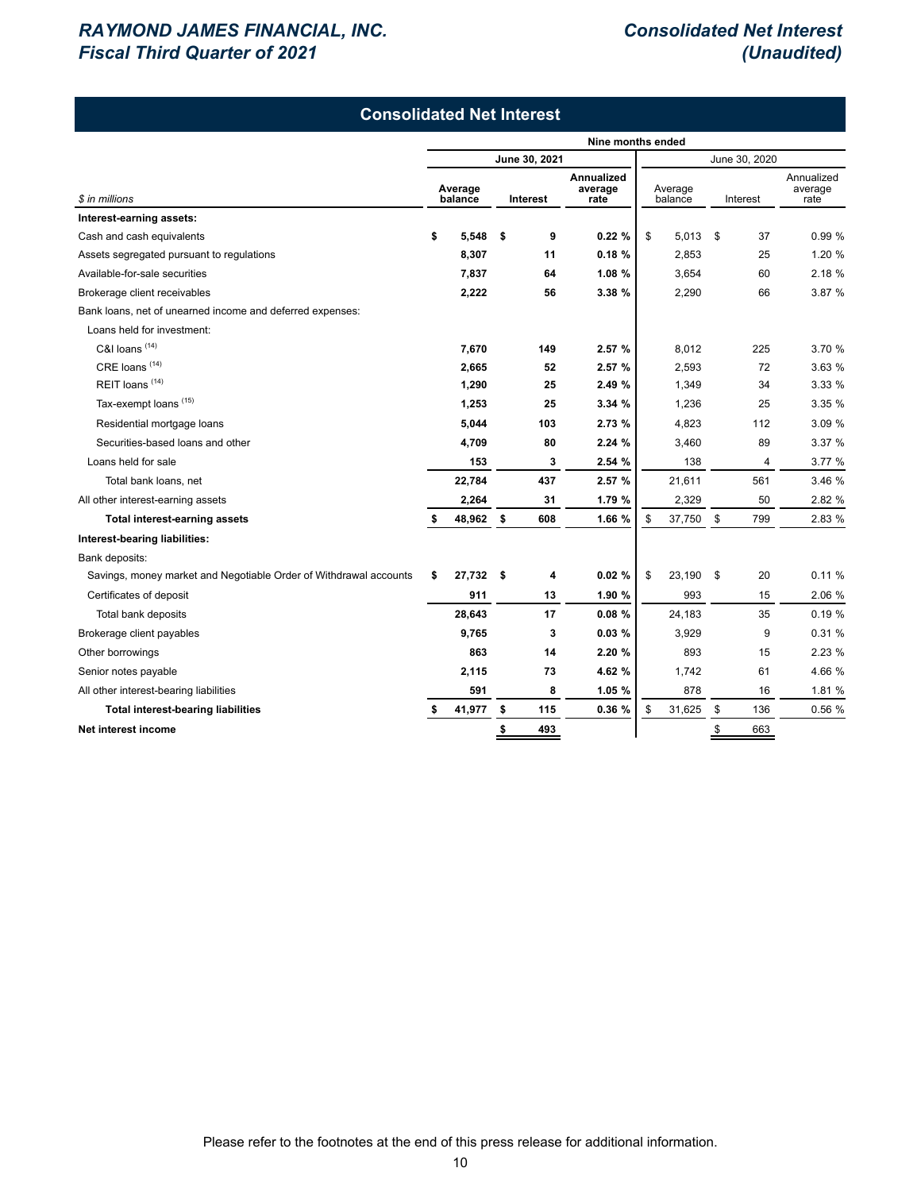## Consolidated Net Interest

| $ in millions | Nine months ended June 30, 2021 | | | Nine months ended June 30, 2020 | | |
|---|---|---|---|---|---|---|
| | **Average balance** | **Interest** | **Annualized average rate** | Average balance | Interest | Annualized average rate |
| **Interest-earning assets:** | | | | | | |
| Cash and cash equivalents | **$ 5,548** | **$ 9** | **0.22 %** | $ 5,013 | $ 37 | 0.99 % |
| Assets segregated pursuant to regulations | **8,307** | **11** | **0.18 %** | 2,853 | 25 | 1.20 % |
| Available-for-sale securities | **7,837** | **64** | **1.08 %** | 3,654 | 60 | 2.18 % |
| Brokerage client receivables | **2,222** | **56** | **3.38 %** | 2,290 | 66 | 3.87 % |
| Bank loans, net of unearned income and deferred expenses: | | | | | | |
| Loans held for investment: | | | | | | |
| C&I loans [14] | **7,670** | **149** | **2.57 %** | 8,012 | 225 | 3.70 % |
| CRE loans [14] | **2,665** | **52** | **2.57 %** | 2,593 | 72 | 3.63 % |
| REIT loans [14] | **1,290** | **25** | **2.49 %** | 1,349 | 34 | 3.33 % |
| Tax-exempt loans [15] | **1,253** | **25** | **3.34 %** | 1,236 | 25 | 3.35 % |
| Residential mortgage loans | **5,044** | **103** | **2.73 %** | 4,823 | 112 | 3.09 % |
| Securities-based loans and other | **4,709** | **80** | **2.24 %** | 3,460 | 89 | 3.37 % |
| Loans held for sale | **153** | **3** | **2.54 %** | 138 | 4 | 3.77 % |
| Total bank loans, net | **22,784** | **437** | **2.57 %** | 21,611 | 561 | 3.46 % |
| All other interest-earning assets | **2,264** | **31** | **1.79 %** | 2,329 | 50 | 2.82 % |
| **Total interest-earning assets** | **$ 48,962** | **$ 608** | **1.66 %** | $ 37,750 | $ 799 | 2.83 % |
| **Interest-bearing liabilities:** | | | | | | |
| Bank deposits: | | | | | | |
| Savings, money market and Negotiable Order of Withdrawal accounts | **$ 27,732** | **$ 4** | **0.02 %** | $ 23,190 | $ 20 | 0.11 % |
| Certificates of deposit | **911** | **13** | **1.90 %** | 993 | 15 | 2.06 % |
| Total bank deposits | **28,643** | **17** | **0.08 %** | 24,183 | 35 | 0.19 % |
| Brokerage client payables | **9,765** | **3** | **0.03 %** | 3,929 | 9 | 0.31 % |
| Other borrowings | **863** | **14** | **2.20 %** | 893 | 15 | 2.23 % |
| Senior notes payable | **2,115** | **73** | **4.62 %** | 1,742 | 61 | 4.66 % |
| All other interest-bearing liabilities | **591** | **8** | **1.05 %** | 878 | 16 | 1.81 % |
| **Total interest-bearing liabilities** | **$ 41,977** | **$ 115** | **0.36 %** | $ 31,625 | $ 136 | 0.56 % |
| **Net interest income** | | **$ 493** | | | $ 663 | |

Please refer to the footnotes at the end of this press release for additional information.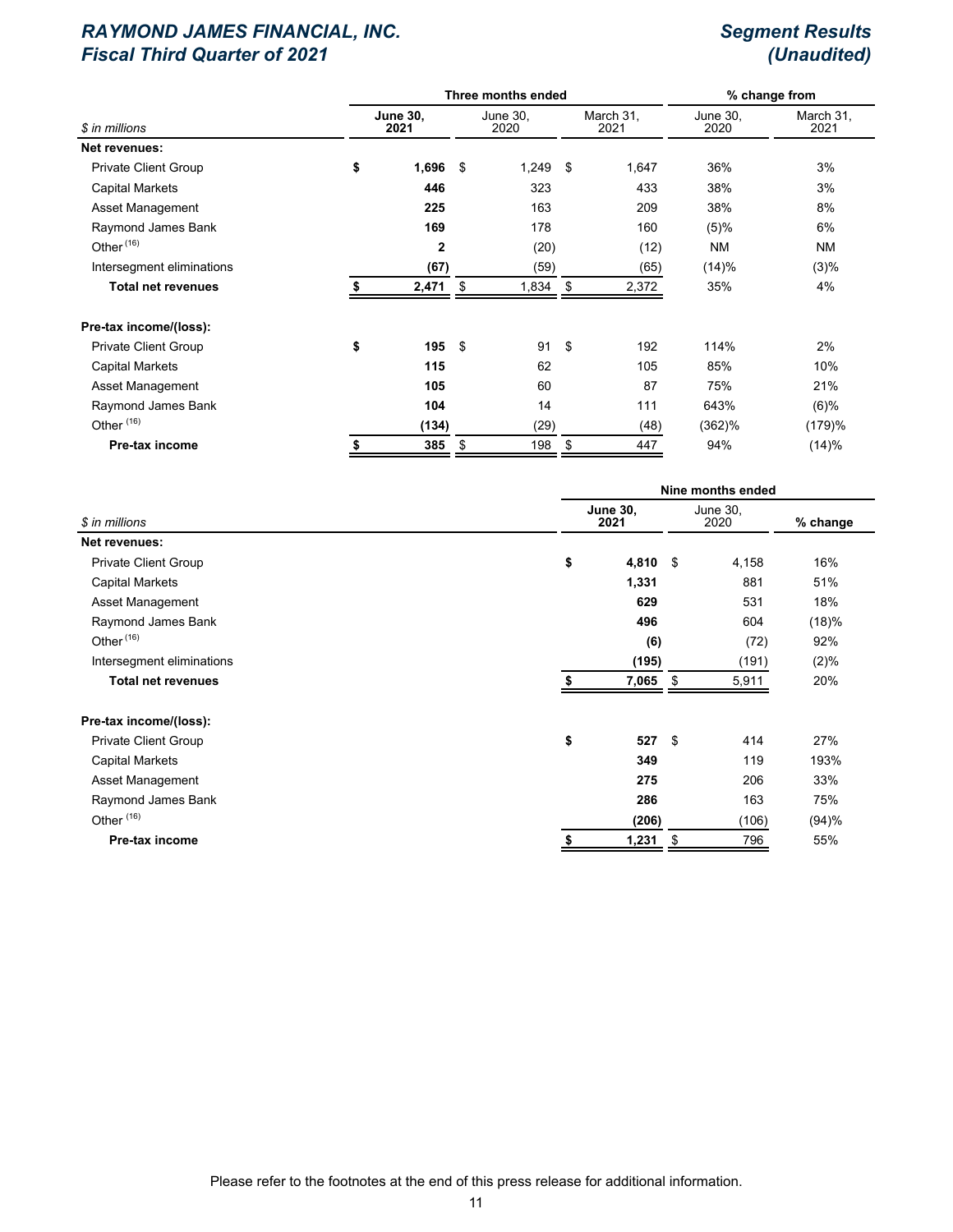# RAYMOND JAMES FINANCIAL, INC.
# Fiscal Third Quarter of 2021

## Segment Results (Unaudited)

| $ in millions | Three months ended | | | % change from | |
|---|---|---|---|---|---|
| | **June 30, 2021** | June 30, 2020 | March 31, 2021 | June 30, 2020 | March 31, 2021 |
| **Net revenues:** | | | | | |
| Private Client Group | **$ 1,696** | $ 1,249 | $ 1,647 | 36% | 3% |
| Capital Markets | **446** | 323 | 433 | 38% | 3% |
| Asset Management | **225** | 163 | 209 | 38% | 8% |
| Raymond James Bank | **169** | 178 | 160 | (5)% | 6% |
| Other [16] | **2** | (20) | (12) | NM | NM |
| Intersegment eliminations | **(67)** | (59) | (65) | (14)% | (3)% |
| **Total net revenues** | **$ 2,471** | $ 1,834 | $ 2,372 | 35% | 4% |
| | | | | | |
| **Pre-tax income/(loss):** | | | | | |
| Private Client Group | **$ 195** | $ 91 | $ 192 | 114% | 2% |
| Capital Markets | **115** | 62 | 105 | 85% | 10% |
| Asset Management | **105** | 60 | 87 | 75% | 21% |
| Raymond James Bank | **104** | 14 | 111 | 643% | (6)% |
| Other [16] | **(134)** | (29) | (48) | (362)% | (179)% |
| **Pre-tax income** | **$ 385** | $ 198 | $ 447 | 94% | (14)% |

| $ in millions | Nine months ended | | |
|---|---|---|---|
| | **June 30, 2021** | June 30, 2020 | **% change** |
| **Net revenues:** | | | |
| Private Client Group | **$ 4,810** | $ 4,158 | 16% |
| Capital Markets | **1,331** | 881 | 51% |
| Asset Management | **629** | 531 | 18% |
| Raymond James Bank | **496** | 604 | (18)% |
| Other [16] | **(6)** | (72) | 92% |
| Intersegment eliminations | **(195)** | (191) | (2)% |
| **Total net revenues** | **$ 7,065** | $ 5,911 | 20% |
| | | | |
| **Pre-tax income/(loss):** | | | |
| Private Client Group | **$ 527** | $ 414 | 27% |
| Capital Markets | **349** | 119 | 193% |
| Asset Management | **275** | 206 | 33% |
| Raymond James Bank | **286** | 163 | 75% |
| Other [16] | **(206)** | (106) | (94)% |
| **Pre-tax income** | **$ 1,231** | $ 796 | 55% |

Please refer to the footnotes at the end of this press release for additional information.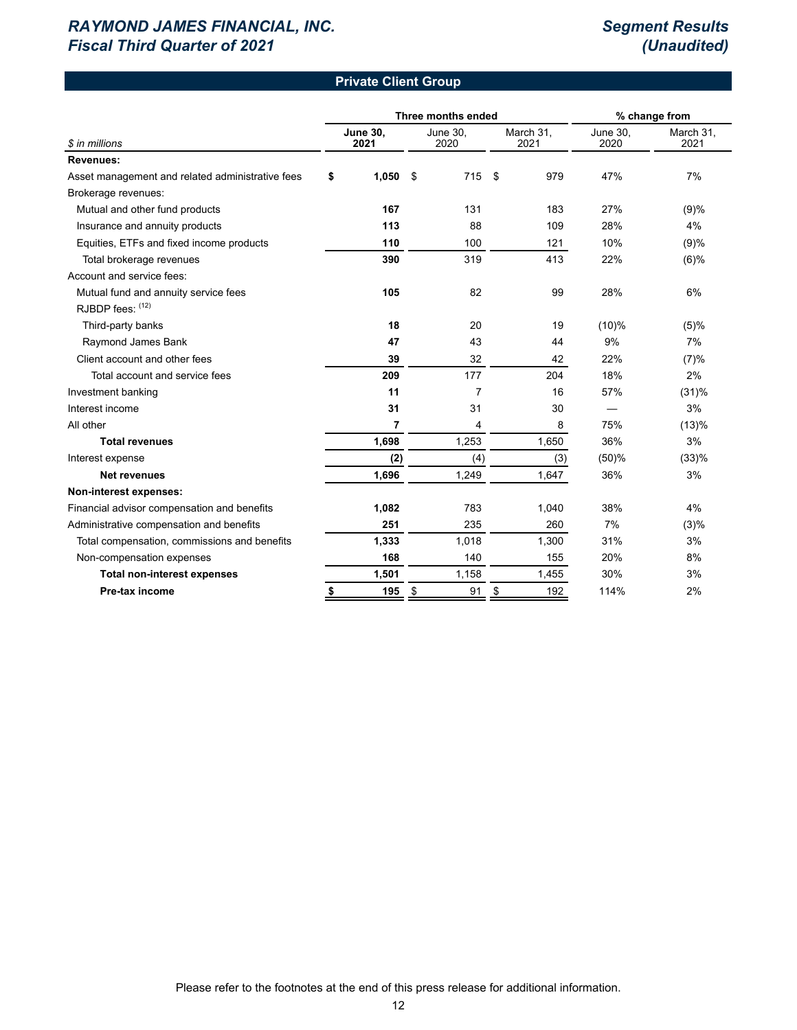## Private Client Group

| $ in millions | Three months ended | | | % change from | |
|---|---|---|---|---|---|
| | **June 30, 2021** | June 30, 2020 | March 31, 2021 | June 30, 2020 | March 31, 2021 |
| **Revenues:** | | | | | |
| Asset management and related administrative fees | **$ 1,050** | $ 715 | $ 979 | 47% | 7% |
| Brokerage revenues: | | | | | |
| Mutual and other fund products | **167** | 131 | 183 | 27% | (9)% |
| Insurance and annuity products | **113** | 88 | 109 | 28% | 4% |
| Equities, ETFs and fixed income products | **110** | 100 | 121 | 10% | (9)% |
| Total brokerage revenues | **390** | 319 | 413 | 22% | (6)% |
| Account and service fees: | | | | | |
| Mutual fund and annuity service fees | **105** | 82 | 99 | 28% | 6% |
| RJBDP fees: (12) | | | | | |
| Third-party banks | **18** | 20 | 19 | (10)% | (5)% |
| Raymond James Bank | **47** | 43 | 44 | 9% | 7% |
| Client account and other fees | **39** | 32 | 42 | 22% | (7)% |
| Total account and service fees | **209** | 177 | 204 | 18% | 2% |
| Investment banking | **11** | 7 | 16 | 57% | (31)% |
| Interest income | **31** | 31 | 30 | — | 3% |
| All other | **7** | 4 | 8 | 75% | (13)% |
| **Total revenues** | **1,698** | 1,253 | 1,650 | 36% | 3% |
| Interest expense | **(2)** | (4) | (3) | (50)% | (33)% |
| **Net revenues** | **1,696** | 1,249 | 1,647 | 36% | 3% |
| **Non-interest expenses:** | | | | | |
| Financial advisor compensation and benefits | **1,082** | 783 | 1,040 | 38% | 4% |
| Administrative compensation and benefits | **251** | 235 | 260 | 7% | (3)% |
| Total compensation, commissions and benefits | **1,333** | 1,018 | 1,300 | 31% | 3% |
| Non-compensation expenses | **168** | 140 | 155 | 20% | 8% |
| **Total non-interest expenses** | **1,501** | 1,158 | 1,455 | 30% | 3% |
| **Pre-tax income** | **$ 195** | $ 91 | $ 192 | 114% | 2% |

Please refer to the footnotes at the end of this press release for additional information.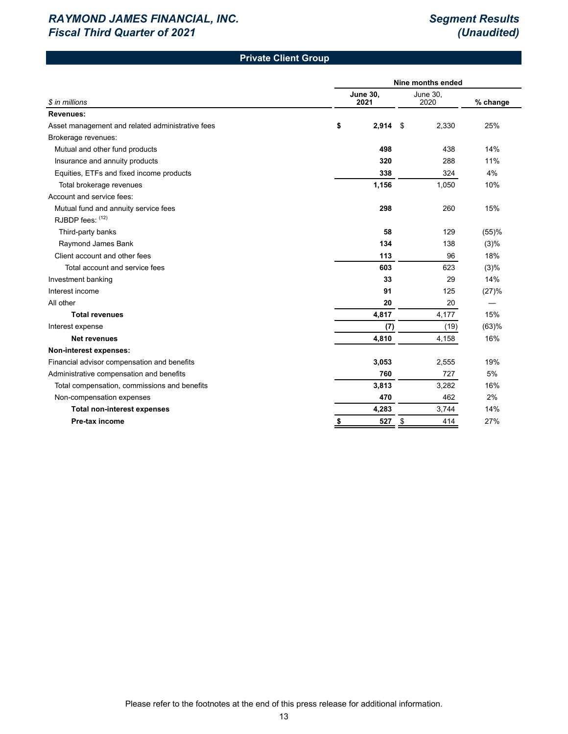## Private Client Group

| $ in millions | Nine months ended June 30, 2021 | Nine months ended June 30, 2020 | % change |
|---|---|---|---|
| **Revenues:** | | | |
| Asset management and related administrative fees | **$ 2,914** | $ 2,330 | 25% |
| Brokerage revenues: | | | |
| Mutual and other fund products | **498** | 438 | 14% |
| Insurance and annuity products | **320** | 288 | 11% |
| Equities, ETFs and fixed income products | **338** | 324 | 4% |
| Total brokerage revenues | **1,156** | 1,050 | 10% |
| Account and service fees: | | | |
| Mutual fund and annuity service fees | **298** | 260 | 15% |
| RJBDP fees: [12] | | | |
| Third-party banks | **58** | 129 | (55)% |
| Raymond James Bank | **134** | 138 | (3)% |
| Client account and other fees | **113** | 96 | 18% |
| Total account and service fees | **603** | 623 | (3)% |
| Investment banking | **33** | 29 | 14% |
| Interest income | **91** | 125 | (27)% |
| All other | **20** | 20 | — |
| **Total revenues** | **4,817** | 4,177 | 15% |
| Interest expense | **(7)** | (19) | (63)% |
| **Net revenues** | **4,810** | 4,158 | 16% |
| **Non-interest expenses:** | | | |
| Financial advisor compensation and benefits | **3,053** | 2,555 | 19% |
| Administrative compensation and benefits | **760** | 727 | 5% |
| Total compensation, commissions and benefits | **3,813** | 3,282 | 16% |
| Non-compensation expenses | **470** | 462 | 2% |
| **Total non-interest expenses** | **4,283** | 3,744 | 14% |
| **Pre-tax income** | **$ 527** | $ 414 | 27% |

Please refer to the footnotes at the end of this press release for additional information.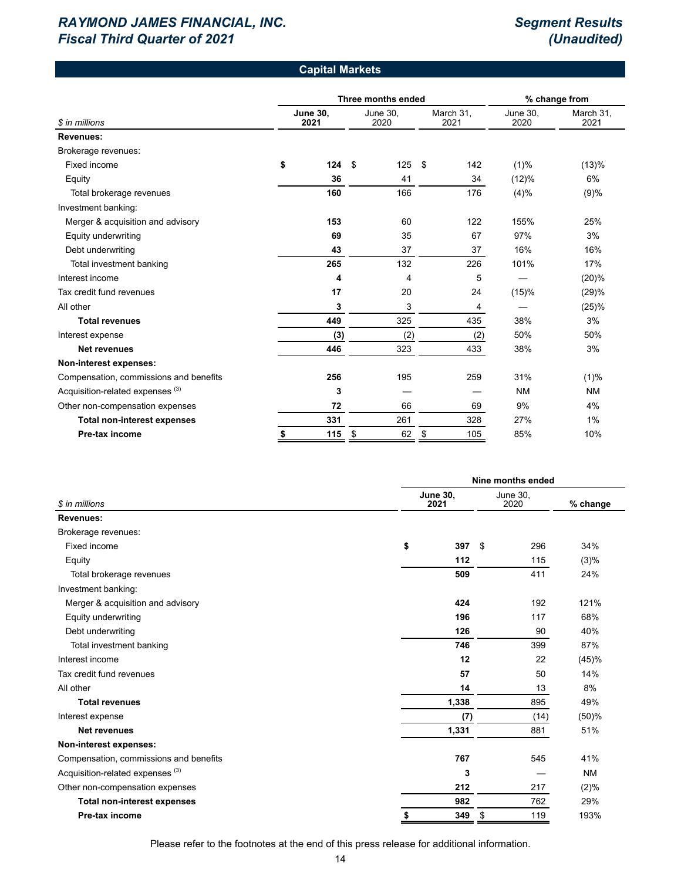# RAYMOND JAMES FINANCIAL, INC.
## Fiscal Third Quarter of 2021

## Segment Results (Unaudited)

### Capital Markets

| $ in millions | Three months ended | | | % change from | |
|---|---|---|---|---|---|
| | **June 30, 2021** | June 30, 2020 | March 31, 2021 | June 30, 2020 | March 31, 2021 |
| **Revenues:** | | | | | |
| Brokerage revenues: | | | | | |
| Fixed income | **$ 124** | $ 125 | $ 142 | (1)% | (13)% |
| Equity | **36** | 41 | 34 | (12)% | 6% |
| Total brokerage revenues | **160** | 166 | 176 | (4)% | (9)% |
| Investment banking: | | | | | |
| Merger & acquisition and advisory | **153** | 60 | 122 | 155% | 25% |
| Equity underwriting | **69** | 35 | 67 | 97% | 3% |
| Debt underwriting | **43** | 37 | 37 | 16% | 16% |
| Total investment banking | **265** | 132 | 226 | 101% | 17% |
| Interest income | **4** | 4 | 5 | — | (20)% |
| Tax credit fund revenues | **17** | 20 | 24 | (15)% | (29)% |
| All other | **3** | 3 | 4 | — | (25)% |
| **Total revenues** | **449** | 325 | 435 | 38% | 3% |
| Interest expense | **(3)** | (2) | (2) | 50% | 50% |
| **Net revenues** | **446** | 323 | 433 | 38% | 3% |
| **Non-interest expenses:** | | | | | |
| Compensation, commissions and benefits | **256** | 195 | 259 | 31% | (1)% |
| Acquisition-related expenses [3] | **3** | — | — | NM | NM |
| Other non-compensation expenses | **72** | 66 | 69 | 9% | 4% |
| **Total non-interest expenses** | **331** | 261 | 328 | 27% | 1% |
| **Pre-tax income** | **$ 115** | $ 62 | $ 105 | 85% | 10% |

| $ in millions | Nine months ended | | |
|---|---|---|---|
| | **June 30, 2021** | June 30, 2020 | % change |
| **Revenues:** | | | |
| Brokerage revenues: | | | |
| Fixed income | **$ 397** | $ 296 | 34% |
| Equity | **112** | 115 | (3)% |
| Total brokerage revenues | **509** | 411 | 24% |
| Investment banking: | | | |
| Merger & acquisition and advisory | **424** | 192 | 121% |
| Equity underwriting | **196** | 117 | 68% |
| Debt underwriting | **126** | 90 | 40% |
| Total investment banking | **746** | 399 | 87% |
| Interest income | **12** | 22 | (45)% |
| Tax credit fund revenues | **57** | 50 | 14% |
| All other | **14** | 13 | 8% |
| **Total revenues** | **1,338** | 895 | 49% |
| Interest expense | **(7)** | (14) | (50)% |
| **Net revenues** | **1,331** | 881 | 51% |
| **Non-interest expenses:** | | | |
| Compensation, commissions and benefits | **767** | 545 | 41% |
| Acquisition-related expenses [3] | **3** | — | NM |
| Other non-compensation expenses | **212** | 217 | (2)% |
| **Total non-interest expenses** | **982** | 762 | 29% |
| **Pre-tax income** | **$ 349** | $ 119 | 193% |

Please refer to the footnotes at the end of this press release for additional information.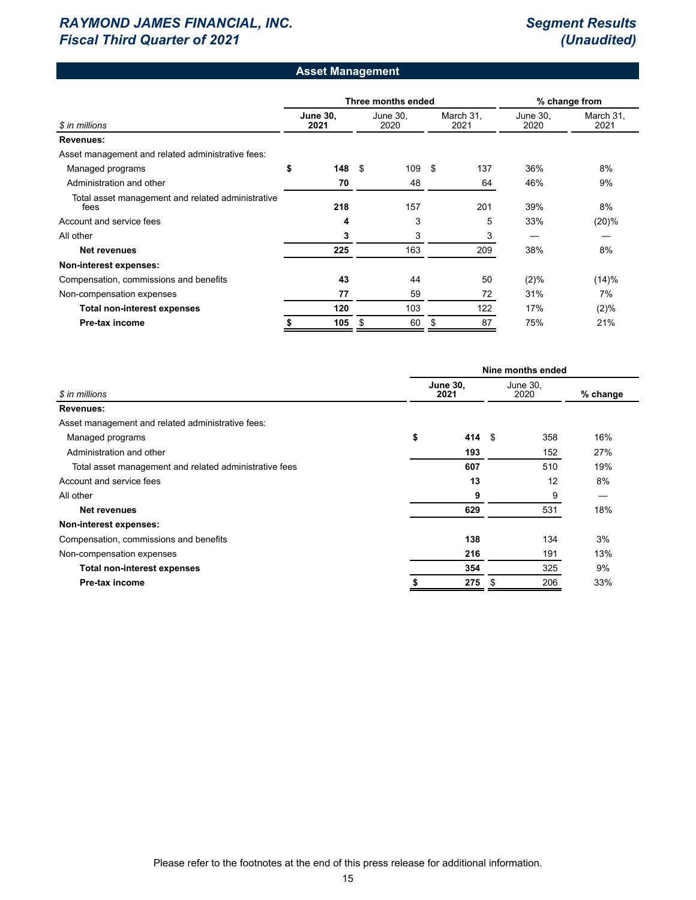## Asset Management

| $ in millions | Three months ended | | | % change from | |
|---|---|---|---|---|---|
| | **June 30, 2021** | June 30, 2020 | March 31, 2021 | June 30, 2020 | March 31, 2021 |
| **Revenues:** | | | | | |
| Asset management and related administrative fees: | | | | | |
| Managed programs | **$ 148** | $ 109 | $ 137 | 36% | 8% |
| Administration and other | **70** | 48 | 64 | 46% | 9% |
| Total asset management and related administrative fees | **218** | 157 | 201 | 39% | 8% |
| Account and service fees | **4** | 3 | 5 | 33% | (20)% |
| All other | **3** | 3 | 3 | — | — |
| **Net revenues** | **225** | 163 | 209 | 38% | 8% |
| **Non-interest expenses:** | | | | | |
| Compensation, commissions and benefits | **43** | 44 | 50 | (2)% | (14)% |
| Non-compensation expenses | **77** | 59 | 72 | 31% | 7% |
| **Total non-interest expenses** | **120** | 103 | 122 | 17% | (2)% |
| **Pre-tax income** | **$ 105** | $ 60 | $ 87 | 75% | 21% |

| $ in millions | Nine months ended | | |
|---|---|---|---|
| | **June 30, 2021** | June 30, 2020 | % change |
| **Revenues:** | | | |
| Asset management and related administrative fees: | | | |
| Managed programs | **$ 414** | $ 358 | 16% |
| Administration and other | **193** | 152 | 27% |
| Total asset management and related administrative fees | **607** | 510 | 19% |
| Account and service fees | **13** | 12 | 8% |
| All other | **9** | 9 | — |
| **Net revenues** | **629** | 531 | 18% |
| **Non-interest expenses:** | | | |
| Compensation, commissions and benefits | **138** | 134 | 3% |
| Non-compensation expenses | **216** | 191 | 13% |
| **Total non-interest expenses** | **354** | 325 | 9% |
| **Pre-tax income** | **$ 275** | $ 206 | 33% |

Please refer to the footnotes at the end of this press release for additional information.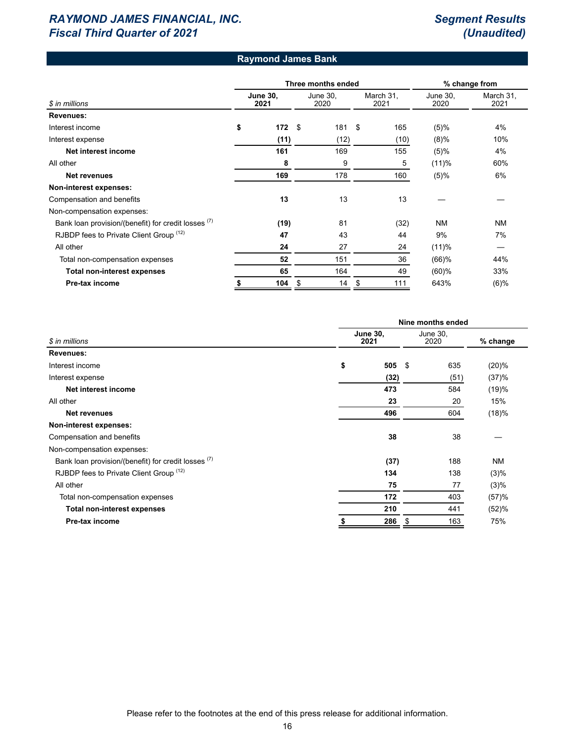## Raymond James Bank

| $ in millions | Three months ended | | | % change from | |
|---|---|---|---|---|---|
| | **June 30, 2021** | June 30, 2020 | March 31, 2021 | June 30, 2020 | March 31, 2021 |
| **Revenues:** | | | | | |
| Interest income | **$ 172** | $ 181 | $ 165 | (5)% | 4% |
| Interest expense | **(11)** | (12) | (10) | (8)% | 10% |
| **Net interest income** | **161** | 169 | 155 | (5)% | 4% |
| All other | **8** | 9 | 5 | (11)% | 60% |
| **Net revenues** | **169** | 178 | 160 | (5)% | 6% |
| **Non-interest expenses:** | | | | | |
| Compensation and benefits | **13** | 13 | 13 | — | — |
| Non-compensation expenses: | | | | | |
| Bank loan provision/(benefit) for credit losses (7) | **(19)** | 81 | (32) | NM | NM |
| RJBDP fees to Private Client Group (12) | **47** | 43 | 44 | 9% | 7% |
| All other | **24** | 27 | 24 | (11)% | — |
| Total non-compensation expenses | **52** | 151 | 36 | (66)% | 44% |
| **Total non-interest expenses** | **65** | 164 | 49 | (60)% | 33% |
| **Pre-tax income** | **$ 104** | $ 14 | $ 111 | 643% | (6)% |

| $ in millions | Nine months ended | | |
|---|---|---|---|
| | **June 30, 2021** | June 30, 2020 | % change |
| **Revenues:** | | | |
| Interest income | **$ 505** | $ 635 | (20)% |
| Interest expense | **(32)** | (51) | (37)% |
| **Net interest income** | **473** | 584 | (19)% |
| All other | **23** | 20 | 15% |
| **Net revenues** | **496** | 604 | (18)% |
| **Non-interest expenses:** | | | |
| Compensation and benefits | **38** | 38 | — |
| Non-compensation expenses: | | | |
| Bank loan provision/(benefit) for credit losses (7) | **(37)** | 188 | NM |
| RJBDP fees to Private Client Group (12) | **134** | 138 | (3)% |
| All other | **75** | 77 | (3)% |
| Total non-compensation expenses | **172** | 403 | (57)% |
| **Total non-interest expenses** | **210** | 441 | (52)% |
| **Pre-tax income** | **$ 286** | $ 163 | 75% |

Please refer to the footnotes at the end of this press release for additional information.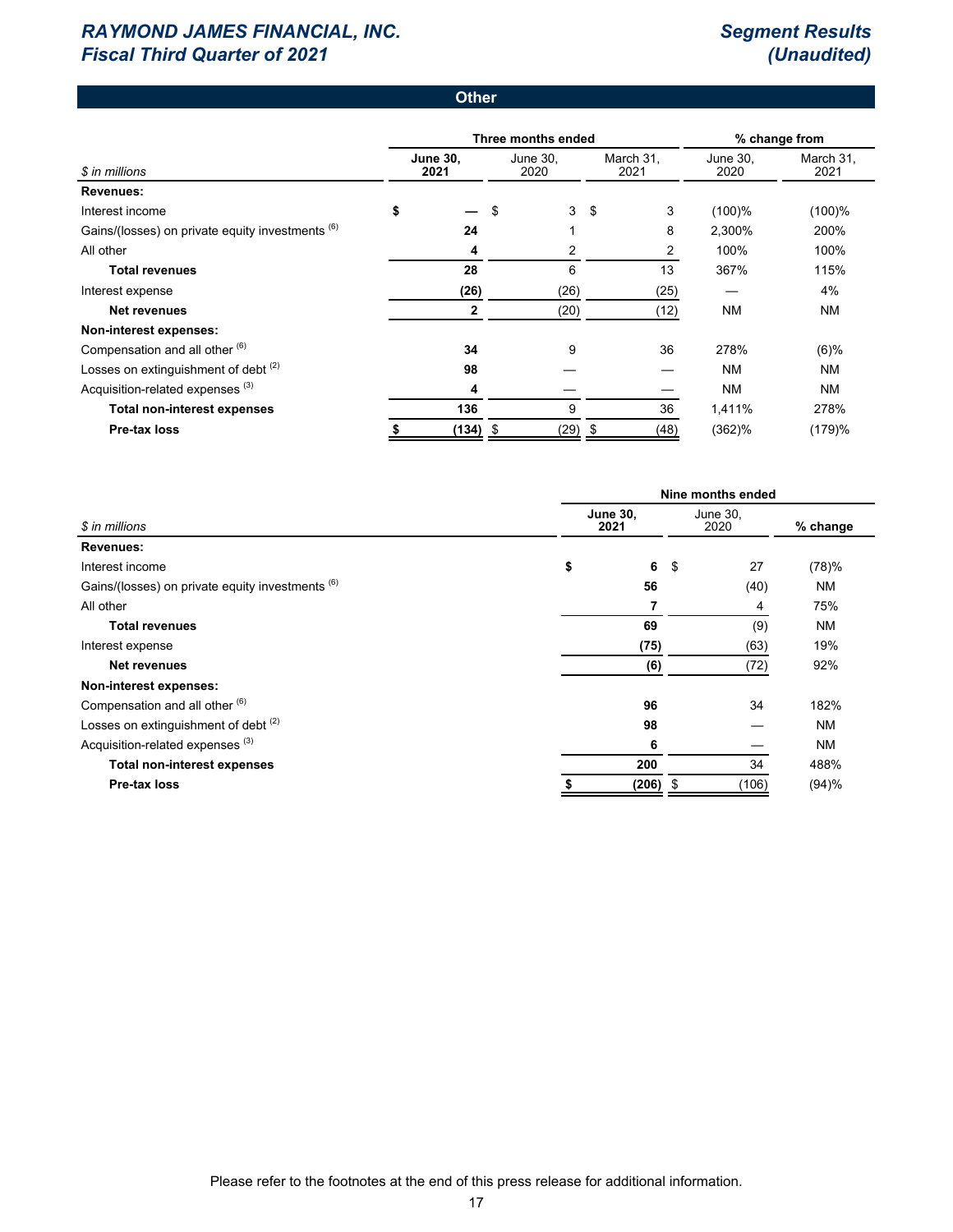# Other

| $ in millions | Three months ended June 30, 2021 | Three months ended June 30, 2020 | Three months ended March 31, 2021 | % change from June 30, 2020 | % change from March 31, 2021 |
|---|---|---|---|---|---|
| **Revenues:** | | | | | |
| Interest income | $ — | $ 3 | $ 3 | (100)% | (100)% |
| Gains/(losses) on private equity investments [6] | 24 | 1 | 8 | 2,300% | 200% |
| All other | 4 | 2 | 2 | 100% | 100% |
| **Total revenues** | 28 | 6 | 13 | 367% | 115% |
| Interest expense | (26) | (26) | (25) | — | 4% |
| **Net revenues** | 2 | (20) | (12) | NM | NM |
| **Non-interest expenses:** | | | | | |
| Compensation and all other [6] | 34 | 9 | 36 | 278% | (6)% |
| Losses on extinguishment of debt [2] | 98 | — | — | NM | NM |
| Acquisition-related expenses [3] | 4 | — | — | NM | NM |
| **Total non-interest expenses** | 136 | 9 | 36 | 1,411% | 278% |
| **Pre-tax loss** | $ (134) | $ (29) | $ (48) | (362)% | (179)% |

| $ in millions | Nine months ended June 30, 2021 | Nine months ended June 30, 2020 | % change |
|---|---|---|---|
| **Revenues:** | | | |
| Interest income | $ 6 | $ 27 | (78)% |
| Gains/(losses) on private equity investments [6] | 56 | (40) | NM |
| All other | 7 | 4 | 75% |
| **Total revenues** | 69 | (9) | NM |
| Interest expense | (75) | (63) | 19% |
| **Net revenues** | (6) | (72) | 92% |
| **Non-interest expenses:** | | | |
| Compensation and all other [6] | 96 | 34 | 182% |
| Losses on extinguishment of debt [2] | 98 | — | NM |
| Acquisition-related expenses [3] | 6 | — | NM |
| **Total non-interest expenses** | 200 | 34 | 488% |
| **Pre-tax loss** | $ (206) | $ (106) | (94)% |

Please refer to the footnotes at the end of this press release for additional information.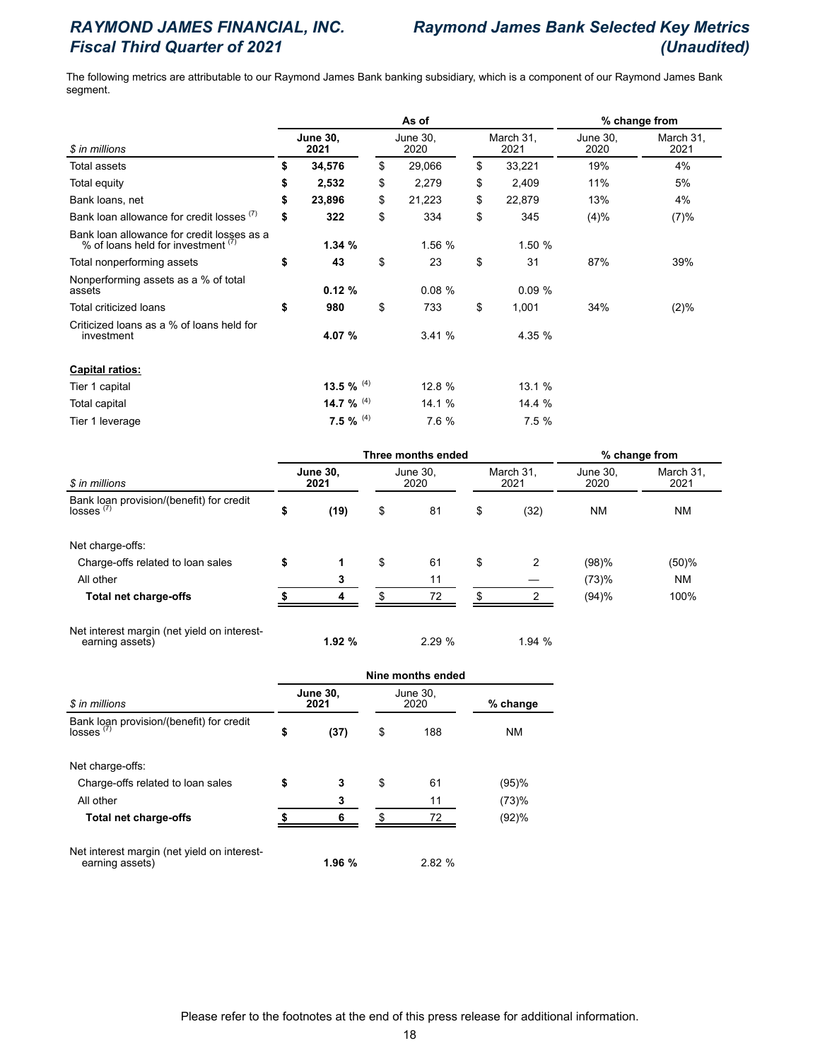# RAYMOND JAMES FINANCIAL, INC.
## Fiscal Third Quarter of 2021

## Raymond James Bank Selected Key Metrics (Unaudited)

The following metrics are attributable to our Raymond James Bank banking subsidiary, which is a component of our Raymond James Bank segment.

| | As of | | | % change from | |
|---|---|---|---|---|---|
| $ in millions | **June 30, 2021** | June 30, 2020 | March 31, 2021 | June 30, 2020 | March 31, 2021 |
| Total assets | **$ 34,576** | $ 29,066 | $ 33,221 | 19% | 4% |
| Total equity | **$ 2,532** | $ 2,279 | $ 2,409 | 11% | 5% |
| Bank loans, net | **$ 23,896** | $ 21,223 | $ 22,879 | 13% | 4% |
| Bank loan allowance for credit losses (7) | **$ 322** | $ 334 | $ 345 | (4)% | (7)% |
| Bank loan allowance for credit losses as a % of loans held for investment (7) | **1.34 %** | 1.56 % | 1.50 % | | |
| Total nonperforming assets | **$ 43** | $ 23 | $ 31 | 87% | 39% |
| Nonperforming assets as a % of total assets | **0.12 %** | 0.08 % | 0.09 % | | |
| Total criticized loans | **$ 980** | $ 733 | $ 1,001 | 34% | (2)% |
| Criticized loans as a % of loans held for investment | **4.07 %** | 3.41 % | 4.35 % | | |
| **Capital ratios:** | | | | | |
| Tier 1 capital | **13.5 %** (4) | 12.8 % | 13.1 % | | |
| Total capital | **14.7 %** (4) | 14.1 % | 14.4 % | | |
| Tier 1 leverage | **7.5 %** (4) | 7.6 % | 7.5 % | | |

| | Three months ended | | | % change from | |
|---|---|---|---|---|---|
| $ in millions | **June 30, 2021** | June 30, 2020 | March 31, 2021 | June 30, 2020 | March 31, 2021 |
| Bank loan provision/(benefit) for credit losses (7) | **$ (19)** | $ 81 | $ (32) | NM | NM |
| Net charge-offs: | | | | | |
| Charge-offs related to loan sales | **$ 1** | $ 61 | $ 2 | (98)% | (50)% |
| All other | **3** | 11 | — | (73)% | NM |
| **Total net charge-offs** | **$ 4** | $ 72 | $ 2 | (94)% | 100% |
| Net interest margin (net yield on interest-earning assets) | **1.92 %** | 2.29 % | 1.94 % | | |

| | Nine months ended | | |
|---|---|---|---|
| $ in millions | **June 30, 2021** | June 30, 2020 | % change |
| Bank loan provision/(benefit) for credit losses (7) | **$ (37)** | $ 188 | NM |
| Net charge-offs: | | | |
| Charge-offs related to loan sales | **$ 3** | $ 61 | (95)% |
| All other | **3** | 11 | (73)% |
| **Total net charge-offs** | **$ 6** | $ 72 | (92)% |
| Net interest margin (net yield on interest-earning assets) | **1.96 %** | 2.82 % | |

Please refer to the footnotes at the end of this press release for additional information.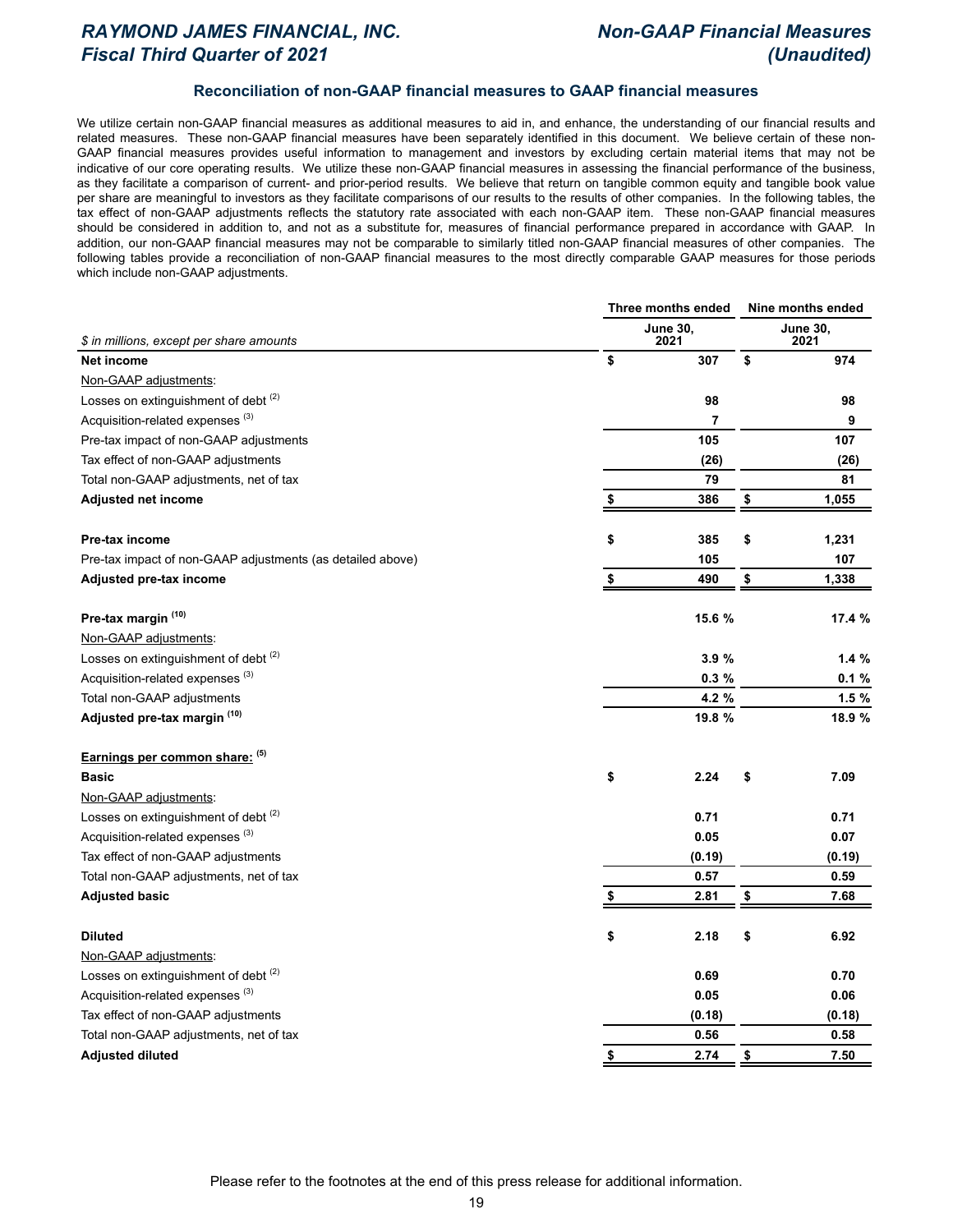## Reconciliation of non-GAAP financial measures to GAAP financial measures

We utilize certain non-GAAP financial measures as additional measures to aid in, and enhance, the understanding of our financial results and related measures. These non-GAAP financial measures have been separately identified in this document. We believe certain of these non-GAAP financial measures provides useful information to management and investors by excluding certain material items that may not be indicative of our core operating results. We utilize these non-GAAP financial measures in assessing the financial performance of the business, as they facilitate a comparison of current- and prior-period results. We believe that return on tangible common equity and tangible book value per share are meaningful to investors as they facilitate comparisons of our results to the results of other companies. In the following tables, the tax effect of non-GAAP adjustments reflects the statutory rate associated with each non-GAAP item. These non-GAAP financial measures should be considered in addition to, and not as a substitute for, measures of financial performance prepared in accordance with GAAP. In addition, our non-GAAP financial measures may not be comparable to similarly titled non-GAAP financial measures of other companies. The following tables provide a reconciliation of non-GAAP financial measures to the most directly comparable GAAP measures for those periods which include non-GAAP adjustments.

| | Three months ended | Nine months ended |
|---|---|---|
| *$ in millions, except per share amounts* | June 30, 2021 | June 30, 2021 |
| **Net income** | **$ 307** | **$ 974** |
| Non-GAAP adjustments: | | |
| Losses on extinguishment of debt [(2)] | 98 | 98 |
| Acquisition-related expenses [(3)] | 7 | 9 |
| Pre-tax impact of non-GAAP adjustments | 105 | 107 |
| Tax effect of non-GAAP adjustments | (26) | (26) |
| Total non-GAAP adjustments, net of tax | 79 | 81 |
| **Adjusted net income** | **$ 386** | **$ 1,055** |
| | | |
| **Pre-tax income** | **$ 385** | **$ 1,231** |
| Pre-tax impact of non-GAAP adjustments (as detailed above) | 105 | 107 |
| **Adjusted pre-tax income** | **$ 490** | **$ 1,338** |
| | | |
| **Pre-tax margin [(10)]** | **15.6 %** | **17.4 %** |
| Non-GAAP adjustments: | | |
| Losses on extinguishment of debt [(2)] | 3.9 % | 1.4 % |
| Acquisition-related expenses [(3)] | 0.3 % | 0.1 % |
| Total non-GAAP adjustments | 4.2 % | 1.5 % |
| **Adjusted pre-tax margin [(10)]** | **19.8 %** | **18.9 %** |
| | | |
| **Earnings per common share: [(5)]** | | |
| **Basic** | **$ 2.24** | **$ 7.09** |
| Non-GAAP adjustments: | | |
| Losses on extinguishment of debt [(2)] | 0.71 | 0.71 |
| Acquisition-related expenses [(3)] | 0.05 | 0.07 |
| Tax effect of non-GAAP adjustments | (0.19) | (0.19) |
| Total non-GAAP adjustments, net of tax | 0.57 | 0.59 |
| **Adjusted basic** | **$ 2.81** | **$ 7.68** |
| | | |
| **Diluted** | **$ 2.18** | **$ 6.92** |
| Non-GAAP adjustments: | | |
| Losses on extinguishment of debt [(2)] | 0.69 | 0.70 |
| Acquisition-related expenses [(3)] | 0.05 | 0.06 |
| Tax effect of non-GAAP adjustments | (0.18) | (0.18) |
| Total non-GAAP adjustments, net of tax | 0.56 | 0.58 |
| **Adjusted diluted** | **$ 2.74** | **$ 7.50** |

Please refer to the footnotes at the end of this press release for additional information.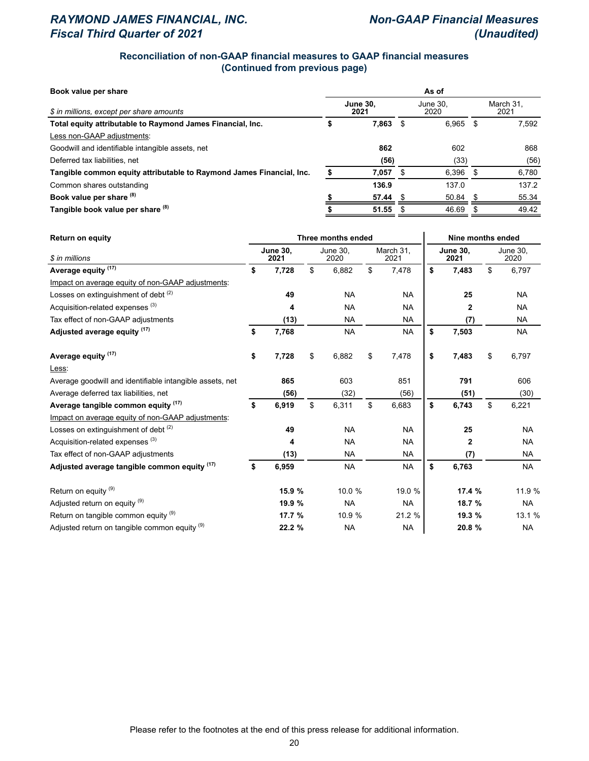## Reconciliation of non-GAAP financial measures to GAAP financial measures
## (Continued from previous page)

| Book value per share | As of | | |
|---|---|---|---|
| *$ in millions, except per share amounts* | **June 30, 2021** | June 30, 2020 | March 31, 2021 |
| **Total equity attributable to Raymond James Financial, Inc.** | **$ 7,863** | $ 6,965 | $ 7,592 |
| Less non-GAAP adjustments: | | | |
| Goodwill and identifiable intangible assets, net | **862** | 602 | 868 |
| Deferred tax liabilities, net | **(56)** | (33) | (56) |
| **Tangible common equity attributable to Raymond James Financial, Inc.** | **$ 7,057** | $ 6,396 | $ 6,780 |
| Common shares outstanding | **136.9** | 137.0 | 137.2 |
| **Book value per share [8]** | **$ 57.44** | $ 50.84 | $ 55.34 |
| **Tangible book value per share [8]** | **$ 51.55** | $ 46.69 | $ 49.42 |

| Return on equity | Three months ended | | | Nine months ended | |
|---|---|---|---|---|---|
| *$ in millions* | **June 30, 2021** | June 30, 2020 | March 31, 2021 | **June 30, 2021** | June 30, 2020 |
| **Average equity [17]** | **$ 7,728** | $ 6,882 | $ 7,478 | **$ 7,483** | $ 6,797 |
| Impact on average equity of non-GAAP adjustments: | | | | | |
| Losses on extinguishment of debt [2] | **49** | NA | NA | **25** | NA |
| Acquisition-related expenses [3] | **4** | NA | NA | **2** | NA |
| Tax effect of non-GAAP adjustments | **(13)** | NA | NA | **(7)** | NA |
| **Adjusted average equity [17]** | **$ 7,768** | NA | NA | **$ 7,503** | NA |
| | | | | | |
| **Average equity [17]** | **$ 7,728** | $ 6,882 | $ 7,478 | **$ 7,483** | $ 6,797 |
| Less: | | | | | |
| Average goodwill and identifiable intangible assets, net | **865** | 603 | 851 | **791** | 606 |
| Average deferred tax liabilities, net | **(56)** | (32) | (56) | **(51)** | (30) |
| **Average tangible common equity [17]** | **$ 6,919** | $ 6,311 | $ 6,683 | **$ 6,743** | $ 6,221 |
| Impact on average equity of non-GAAP adjustments: | | | | | |
| Losses on extinguishment of debt [2] | **49** | NA | NA | **25** | NA |
| Acquisition-related expenses [3] | **4** | NA | NA | **2** | NA |
| Tax effect of non-GAAP adjustments | **(13)** | NA | NA | **(7)** | NA |
| **Adjusted average tangible common equity [17]** | **$ 6,959** | NA | NA | **$ 6,763** | NA |
| | | | | | |
| Return on equity [9] | **15.9 %** | 10.0 % | 19.0 % | **17.4 %** | 11.9 % |
| Adjusted return on equity [9] | **19.9 %** | NA | NA | **18.7 %** | NA |
| Return on tangible common equity [9] | **17.7 %** | 10.9 % | 21.2 % | **19.3 %** | 13.1 % |
| Adjusted return on tangible common equity [9] | **22.2 %** | NA | NA | **20.8 %** | NA |

Please refer to the footnotes at the end of this press release for additional information.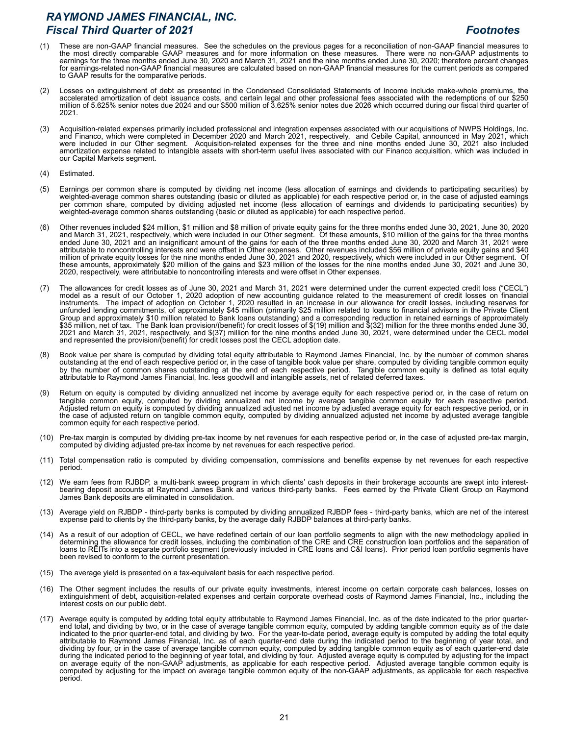# RAYMOND JAMES FINANCIAL, INC.
## Fiscal Third Quarter of 2021 — Footnotes

(1) These are non-GAAP financial measures. See the schedules on the previous pages for a reconciliation of non-GAAP financial measures to the most directly comparable GAAP measures and for more information on these measures. There were no non-GAAP adjustments to earnings for the three months ended June 30, 2020 and March 31, 2021 and the nine months ended June 30, 2020; therefore percent changes for earnings-related non-GAAP financial measures are calculated based on non-GAAP financial measures for the current periods as compared to GAAP results for the comparative periods.

(2) Losses on extinguishment of debt as presented in the Condensed Consolidated Statements of Income include make-whole premiums, the accelerated amortization of debt issuance costs, and certain legal and other professional fees associated with the redemptions of our $250 million of 5.625% senior notes due 2024 and our $500 million of 3.625% senior notes due 2026 which occurred during our fiscal third quarter of 2021.

(3) Acquisition-related expenses primarily included professional and integration expenses associated with our acquisitions of NWPS Holdings, Inc. and Financo, which were completed in December 2020 and March 2021, respectively, and Cebile Capital, announced in May 2021, which were included in our Other segment. Acquisition-related expenses for the three and nine months ended June 30, 2021 also included amortization expense related to intangible assets with short-term useful lives associated with our Financo acquisition, which was included in our Capital Markets segment.

(4) Estimated.

(5) Earnings per common share is computed by dividing net income (less allocation of earnings and dividends to participating securities) by weighted-average common shares outstanding (basic or diluted as applicable) for each respective period or, in the case of adjusted earnings per common share, computed by dividing adjusted net income (less allocation of earnings and dividends to participating securities) by weighted-average common shares outstanding (basic or diluted as applicable) for each respective period.

(6) Other revenues included $24 million, $1 million and $8 million of private equity gains for the three months ended June 30, 2021, June 30, 2020 and March 31, 2021, respectively, which were included in our Other segment. Of these amounts, $10 million of the gains for the three months ended June 30, 2021 and an insignificant amount of the gains for each of the three months ended June 30, 2020 and March 31, 2021 were attributable to noncontrolling interests and were offset in Other expenses. Other revenues included $56 million of private equity gains and $40 million of private equity losses for the nine months ended June 30, 2021 and 2020, respectively, which were included in our Other segment. Of these amounts, approximately $20 million of the gains and $23 million of the losses for the nine months ended June 30, 2021 and June 30, 2020, respectively, were attributable to noncontrolling interests and were offset in Other expenses.

(7) The allowances for credit losses as of June 30, 2021 and March 31, 2021 were determined under the current expected credit loss ("CECL") model as a result of our October 1, 2020 adoption of new accounting guidance related to the measurement of credit losses on financial instruments. The impact of adoption on October 1, 2020 resulted in an increase in our allowance for credit losses, including reserves for unfunded lending commitments, of approximately $45 million (primarily $25 million related to loans to financial advisors in the Private Client Group and approximately $10 million related to Bank loans outstanding) and a corresponding reduction in retained earnings of approximately $35 million, net of tax. The Bank loan provision/(benefit) for credit losses of $(19) million and $(32) million for the three months ended June 30, 2021 and March 31, 2021, respectively, and $(37) million for the nine months ended June 30, 2021, were determined under the CECL model and represented the provision/(benefit) for credit losses post the CECL adoption date.

(8) Book value per share is computed by dividing total equity attributable to Raymond James Financial, Inc. by the number of common shares outstanding at the end of each respective period or, in the case of tangible book value per share, computed by dividing tangible common equity by the number of common shares outstanding at the end of each respective period. Tangible common equity is defined as total equity attributable to Raymond James Financial, Inc. less goodwill and intangible assets, net of related deferred taxes.

(9) Return on equity is computed by dividing annualized net income by average equity for each respective period or, in the case of return on tangible common equity, computed by dividing annualized net income by average tangible common equity for each respective period. Adjusted return on equity is computed by dividing annualized adjusted net income by adjusted average equity for each respective period, or in the case of adjusted return on tangible common equity, computed by dividing annualized adjusted net income by adjusted average tangible common equity for each respective period.

(10) Pre-tax margin is computed by dividing pre-tax income by net revenues for each respective period or, in the case of adjusted pre-tax margin, computed by dividing adjusted pre-tax income by net revenues for each respective period.

(11) Total compensation ratio is computed by dividing compensation, commissions and benefits expense by net revenues for each respective period.

(12) We earn fees from RJBDP, a multi-bank sweep program in which clients' cash deposits in their brokerage accounts are swept into interest-bearing deposit accounts at Raymond James Bank and various third-party banks. Fees earned by the Private Client Group on Raymond James Bank deposits are eliminated in consolidation.

(13) Average yield on RJBDP - third-party banks is computed by dividing annualized RJBDP fees - third-party banks, which are net of the interest expense paid to clients by the third-party banks, by the average daily RJBDP balances at third-party banks.

(14) As a result of our adoption of CECL, we have redefined certain of our loan portfolio segments to align with the new methodology applied in determining the allowance for credit losses, including the combination of the CRE and CRE construction loan portfolios and the separation of loans to REITs into a separate portfolio segment (previously included in CRE loans and C&I loans). Prior period loan portfolio segments have been revised to conform to the current presentation.

(15) The average yield is presented on a tax-equivalent basis for each respective period.

(16) The Other segment includes the results of our private equity investments, interest income on certain corporate cash balances, losses on extinguishment of debt, acquisition-related expenses and certain corporate overhead costs of Raymond James Financial, Inc., including the interest costs on our public debt.

(17) Average equity is computed by adding total equity attributable to Raymond James Financial, Inc. as of the date indicated to the prior quarter-end total, and dividing by two, or in the case of average tangible common equity, computed by adding tangible common equity as of the date indicated to the prior quarter-end total, and dividing by two. For the year-to-date period, average equity is computed by adding the total equity attributable to Raymond James Financial, Inc. as of each quarter-end date during the indicated period to the beginning of year total, and dividing by four, or in the case of average tangible common equity, computed by adding tangible common equity as of each quarter-end date during the indicated period to the beginning of year total, and dividing by four. Adjusted average equity is computed by adjusting for the impact on average equity of the non-GAAP adjustments, as applicable for each respective period. Adjusted average tangible common equity is computed by adjusting for the impact on average tangible common equity of the non-GAAP adjustments, as applicable for each respective period.